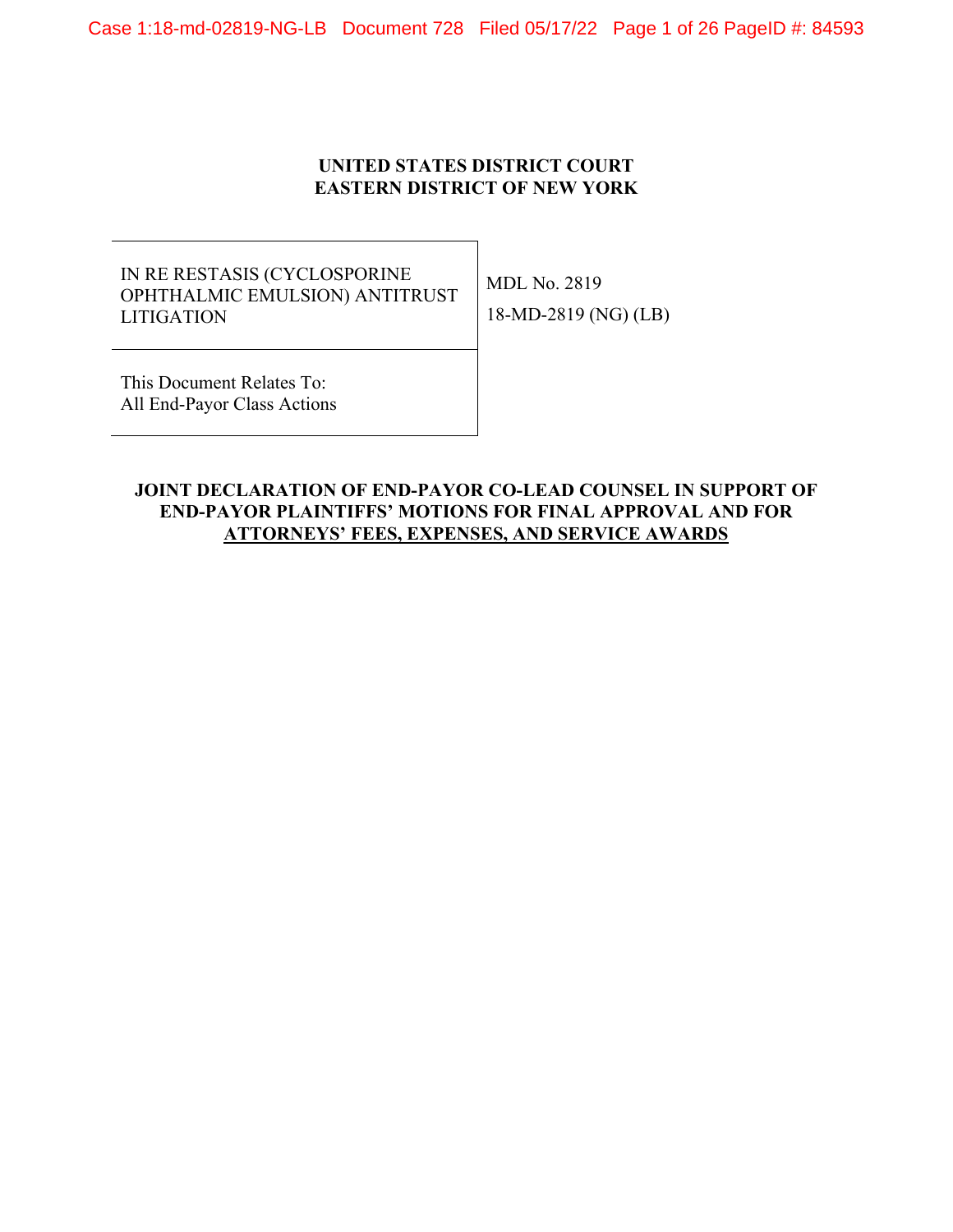**UNITED STATES DISTRICT COURT**
**EASTERN DISTRICT OF NEW YORK**

| IN RE RESTASIS (CYCLOSPORINE OPHTHALMIC EMULSION) ANTITRUST LITIGATION | MDL No. 2819<br>18-MD-2819 (NG) (LB) |
|---|---|
| This Document Relates To:<br>All End-Payor Class Actions | |

**JOINT DECLARATION OF END-PAYOR CO-LEAD COUNSEL IN SUPPORT OF END-PAYOR PLAINTIFFS' MOTIONS FOR FINAL APPROVAL AND FOR ATTORNEYS' FEES, EXPENSES, AND SERVICE AWARDS**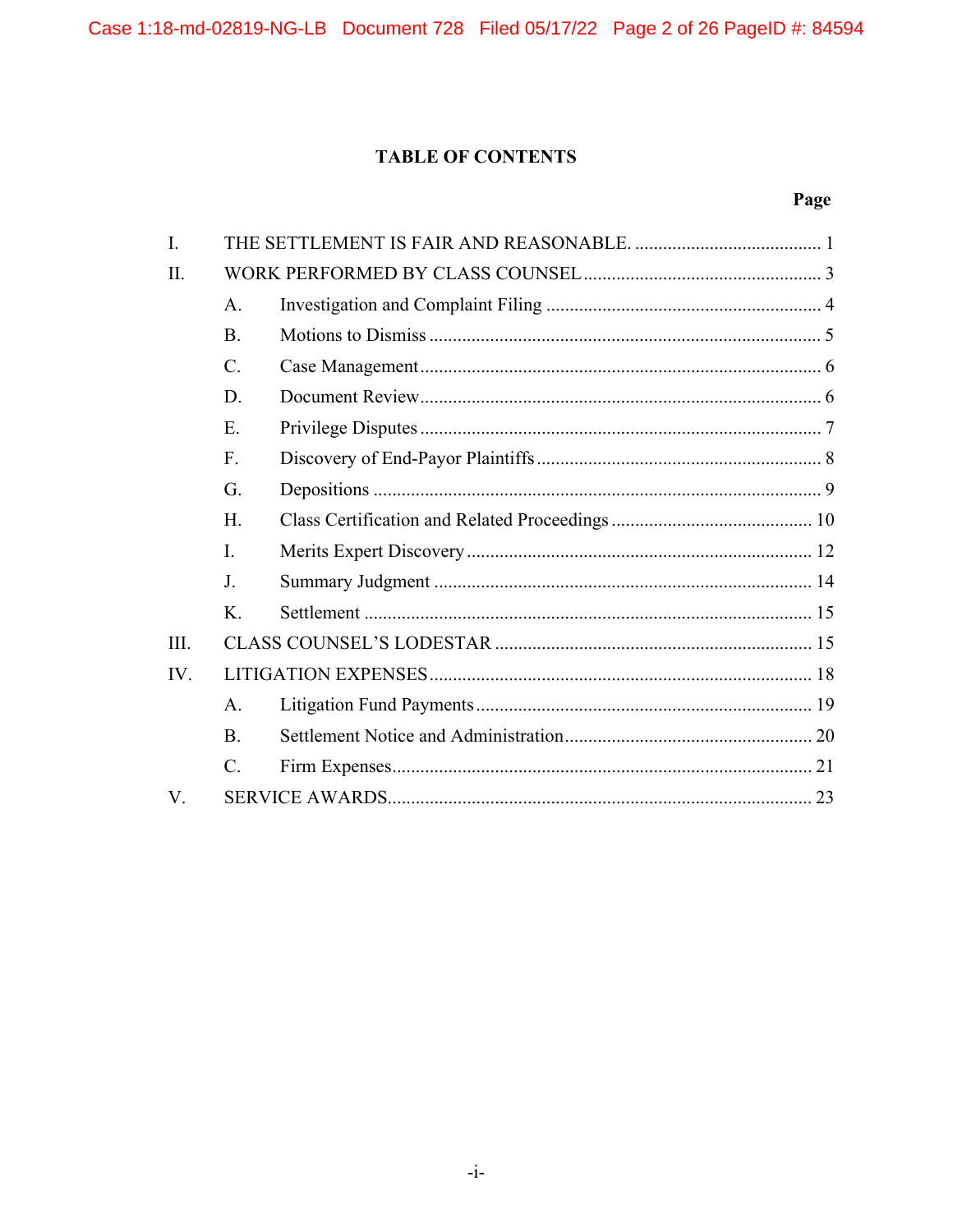## TABLE OF CONTENTS

| | | Page |
|---|---|---|
| I. | THE SETTLEMENT IS FAIR AND REASONABLE. | 1 |
| II. | WORK PERFORMED BY CLASS COUNSEL | 3 |
| | A. Investigation and Complaint Filing | 4 |
| | B. Motions to Dismiss | 5 |
| | C. Case Management | 6 |
| | D. Document Review | 6 |
| | E. Privilege Disputes | 7 |
| | F. Discovery of End-Payor Plaintiffs | 8 |
| | G. Depositions | 9 |
| | H. Class Certification and Related Proceedings | 10 |
| | I. Merits Expert Discovery | 12 |
| | J. Summary Judgment | 14 |
| | K. Settlement | 15 |
| III. | CLASS COUNSEL'S LODESTAR | 15 |
| IV. | LITIGATION EXPENSES | 18 |
| | A. Litigation Fund Payments | 19 |
| | B. Settlement Notice and Administration | 20 |
| | C. Firm Expenses | 21 |
| V. | SERVICE AWARDS | 23 |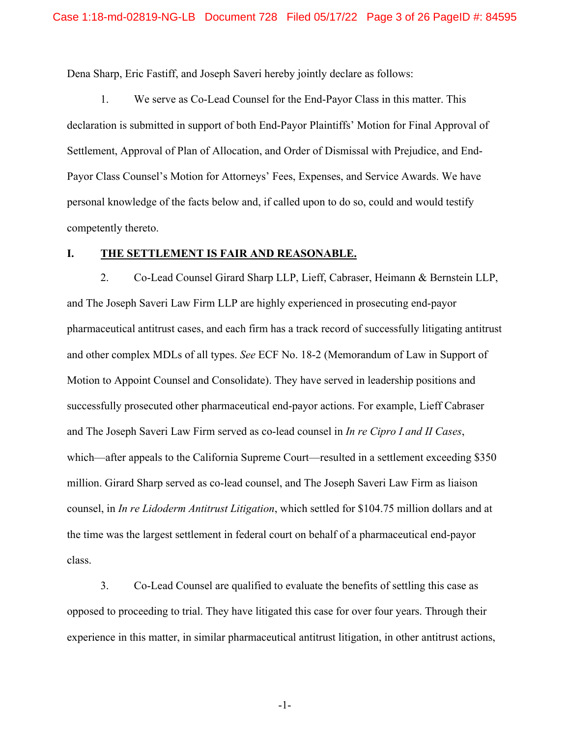Dena Sharp, Eric Fastiff, and Joseph Saveri hereby jointly declare as follows:

1. We serve as Co-Lead Counsel for the End-Payor Class in this matter. This declaration is submitted in support of both End-Payor Plaintiffs' Motion for Final Approval of Settlement, Approval of Plan of Allocation, and Order of Dismissal with Prejudice, and End-Payor Class Counsel's Motion for Attorneys' Fees, Expenses, and Service Awards. We have personal knowledge of the facts below and, if called upon to do so, could and would testify competently thereto.

## I. THE SETTLEMENT IS FAIR AND REASONABLE.

2. Co-Lead Counsel Girard Sharp LLP, Lieff, Cabraser, Heimann & Bernstein LLP, and The Joseph Saveri Law Firm LLP are highly experienced in prosecuting end-payor pharmaceutical antitrust cases, and each firm has a track record of successfully litigating antitrust and other complex MDLs of all types. *See* ECF No. 18-2 (Memorandum of Law in Support of Motion to Appoint Counsel and Consolidate). They have served in leadership positions and successfully prosecuted other pharmaceutical end-payor actions. For example, Lieff Cabraser and The Joseph Saveri Law Firm served as co-lead counsel in *In re Cipro I and II Cases*, which—after appeals to the California Supreme Court—resulted in a settlement exceeding $350 million. Girard Sharp served as co-lead counsel, and The Joseph Saveri Law Firm as liaison counsel, in *In re Lidoderm Antitrust Litigation*, which settled for $104.75 million dollars and at the time was the largest settlement in federal court on behalf of a pharmaceutical end-payor class.

3. Co-Lead Counsel are qualified to evaluate the benefits of settling this case as opposed to proceeding to trial. They have litigated this case for over four years. Through their experience in this matter, in similar pharmaceutical antitrust litigation, in other antitrust actions,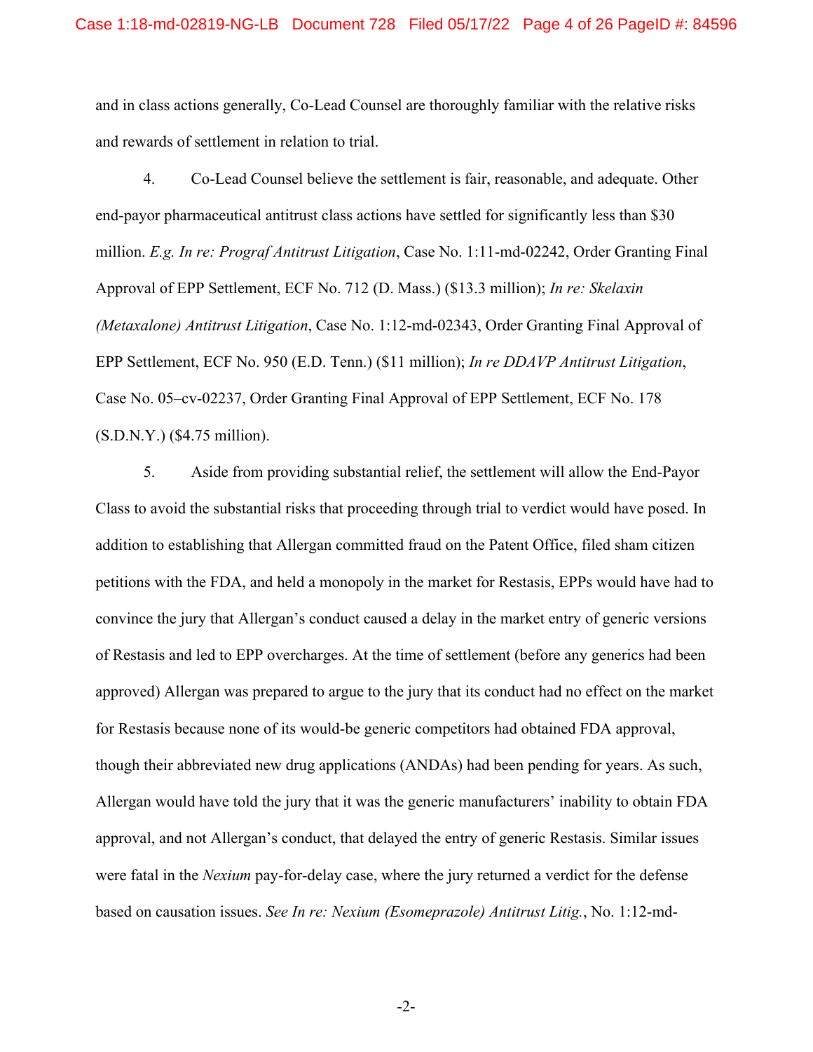and in class actions generally, Co-Lead Counsel are thoroughly familiar with the relative risks and rewards of settlement in relation to trial.

4. Co-Lead Counsel believe the settlement is fair, reasonable, and adequate. Other end-payor pharmaceutical antitrust class actions have settled for significantly less than $30 million. *E.g. In re: Prograf Antitrust Litigation*, Case No. 1:11-md-02242, Order Granting Final Approval of EPP Settlement, ECF No. 712 (D. Mass.) ($13.3 million); *In re: Skelaxin (Metaxalone) Antitrust Litigation*, Case No. 1:12-md-02343, Order Granting Final Approval of EPP Settlement, ECF No. 950 (E.D. Tenn.) ($11 million); *In re DDAVP Antitrust Litigation*, Case No. 05–cv-02237, Order Granting Final Approval of EPP Settlement, ECF No. 178 (S.D.N.Y.) ($4.75 million).

5. Aside from providing substantial relief, the settlement will allow the End-Payor Class to avoid the substantial risks that proceeding through trial to verdict would have posed. In addition to establishing that Allergan committed fraud on the Patent Office, filed sham citizen petitions with the FDA, and held a monopoly in the market for Restasis, EPPs would have had to convince the jury that Allergan's conduct caused a delay in the market entry of generic versions of Restasis and led to EPP overcharges. At the time of settlement (before any generics had been approved) Allergan was prepared to argue to the jury that its conduct had no effect on the market for Restasis because none of its would-be generic competitors had obtained FDA approval, though their abbreviated new drug applications (ANDAs) had been pending for years. As such, Allergan would have told the jury that it was the generic manufacturers' inability to obtain FDA approval, and not Allergan's conduct, that delayed the entry of generic Restasis. Similar issues were fatal in the *Nexium* pay-for-delay case, where the jury returned a verdict for the defense based on causation issues. *See In re: Nexium (Esomeprazole) Antitrust Litig.*, No. 1:12-md-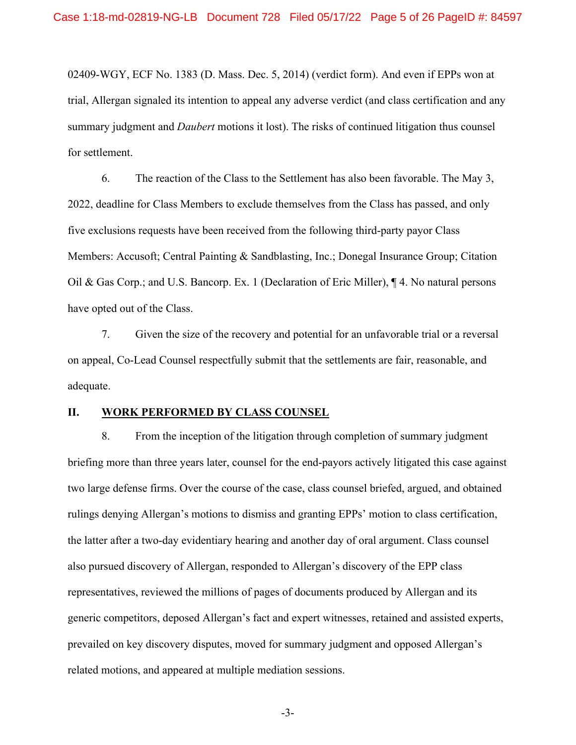02409-WGY, ECF No. 1383 (D. Mass. Dec. 5, 2014) (verdict form). And even if EPPs won at trial, Allergan signaled its intention to appeal any adverse verdict (and class certification and any summary judgment and *Daubert* motions it lost). The risks of continued litigation thus counsel for settlement.

6. The reaction of the Class to the Settlement has also been favorable. The May 3, 2022, deadline for Class Members to exclude themselves from the Class has passed, and only five exclusions requests have been received from the following third-party payor Class Members: Accusoft; Central Painting & Sandblasting, Inc.; Donegal Insurance Group; Citation Oil & Gas Corp.; and U.S. Bancorp. Ex. 1 (Declaration of Eric Miller), ¶ 4. No natural persons have opted out of the Class.

7. Given the size of the recovery and potential for an unfavorable trial or a reversal on appeal, Co-Lead Counsel respectfully submit that the settlements are fair, reasonable, and adequate.

## II. WORK PERFORMED BY CLASS COUNSEL

8. From the inception of the litigation through completion of summary judgment briefing more than three years later, counsel for the end-payors actively litigated this case against two large defense firms. Over the course of the case, class counsel briefed, argued, and obtained rulings denying Allergan's motions to dismiss and granting EPPs' motion to class certification, the latter after a two-day evidentiary hearing and another day of oral argument. Class counsel also pursued discovery of Allergan, responded to Allergan's discovery of the EPP class representatives, reviewed the millions of pages of documents produced by Allergan and its generic competitors, deposed Allergan's fact and expert witnesses, retained and assisted experts, prevailed on key discovery disputes, moved for summary judgment and opposed Allergan's related motions, and appeared at multiple mediation sessions.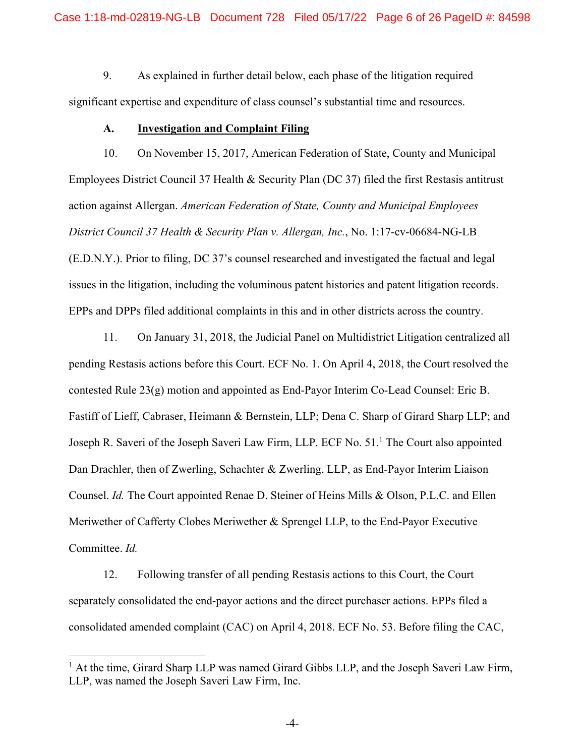9. As explained in further detail below, each phase of the litigation required significant expertise and expenditure of class counsel's substantial time and resources.

### A. Investigation and Complaint Filing

10. On November 15, 2017, American Federation of State, County and Municipal Employees District Council 37 Health & Security Plan (DC 37) filed the first Restasis antitrust action against Allergan. *American Federation of State, County and Municipal Employees District Council 37 Health & Security Plan v. Allergan, Inc.*, No. 1:17-cv-06684-NG-LB (E.D.N.Y.). Prior to filing, DC 37's counsel researched and investigated the factual and legal issues in the litigation, including the voluminous patent histories and patent litigation records. EPPs and DPPs filed additional complaints in this and in other districts across the country.

11. On January 31, 2018, the Judicial Panel on Multidistrict Litigation centralized all pending Restasis actions before this Court. ECF No. 1. On April 4, 2018, the Court resolved the contested Rule 23(g) motion and appointed as End-Payor Interim Co-Lead Counsel: Eric B. Fastiff of Lieff, Cabraser, Heimann & Bernstein, LLP; Dena C. Sharp of Girard Sharp LLP; and Joseph R. Saveri of the Joseph Saveri Law Firm, LLP. ECF No. 51.[1] The Court also appointed Dan Drachler, then of Zwerling, Schachter & Zwerling, LLP, as End-Payor Interim Liaison Counsel. *Id.* The Court appointed Renae D. Steiner of Heins Mills & Olson, P.L.C. and Ellen Meriwether of Cafferty Clobes Meriwether & Sprengel LLP, to the End-Payor Executive Committee. *Id.*

12. Following transfer of all pending Restasis actions to this Court, the Court separately consolidated the end-payor actions and the direct purchaser actions. EPPs filed a consolidated amended complaint (CAC) on April 4, 2018. ECF No. 53. Before filing the CAC,

---

[1] At the time, Girard Sharp LLP was named Girard Gibbs LLP, and the Joseph Saveri Law Firm, LLP, was named the Joseph Saveri Law Firm, Inc.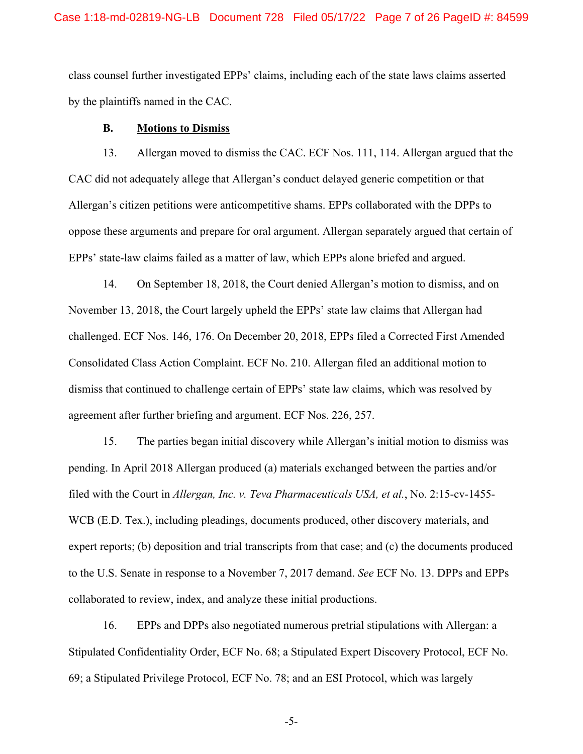class counsel further investigated EPPs' claims, including each of the state laws claims asserted by the plaintiffs named in the CAC.

### B. <u>Motions to Dismiss</u>

13. Allergan moved to dismiss the CAC. ECF Nos. 111, 114. Allergan argued that the CAC did not adequately allege that Allergan's conduct delayed generic competition or that Allergan's citizen petitions were anticompetitive shams. EPPs collaborated with the DPPs to oppose these arguments and prepare for oral argument. Allergan separately argued that certain of EPPs' state-law claims failed as a matter of law, which EPPs alone briefed and argued.

14. On September 18, 2018, the Court denied Allergan's motion to dismiss, and on November 13, 2018, the Court largely upheld the EPPs' state law claims that Allergan had challenged. ECF Nos. 146, 176. On December 20, 2018, EPPs filed a Corrected First Amended Consolidated Class Action Complaint. ECF No. 210. Allergan filed an additional motion to dismiss that continued to challenge certain of EPPs' state law claims, which was resolved by agreement after further briefing and argument. ECF Nos. 226, 257.

15. The parties began initial discovery while Allergan's initial motion to dismiss was pending. In April 2018 Allergan produced (a) materials exchanged between the parties and/or filed with the Court in *Allergan, Inc. v. Teva Pharmaceuticals USA, et al.*, No. 2:15-cv-1455-WCB (E.D. Tex.), including pleadings, documents produced, other discovery materials, and expert reports; (b) deposition and trial transcripts from that case; and (c) the documents produced to the U.S. Senate in response to a November 7, 2017 demand. *See* ECF No. 13. DPPs and EPPs collaborated to review, index, and analyze these initial productions.

16. EPPs and DPPs also negotiated numerous pretrial stipulations with Allergan: a Stipulated Confidentiality Order, ECF No. 68; a Stipulated Expert Discovery Protocol, ECF No. 69; a Stipulated Privilege Protocol, ECF No. 78; and an ESI Protocol, which was largely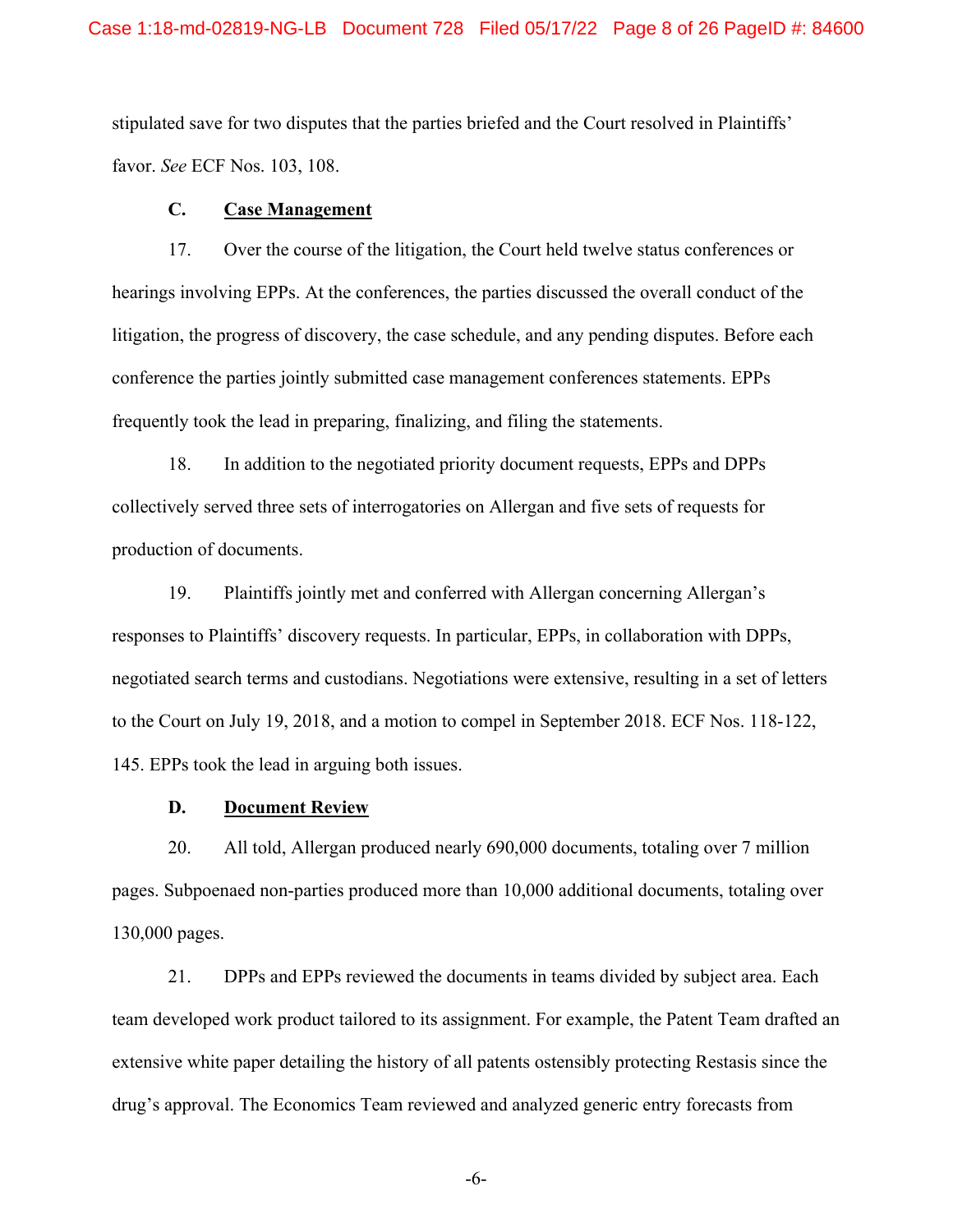stipulated save for two disputes that the parties briefed and the Court resolved in Plaintiffs' favor. *See* ECF Nos. 103, 108.

### C. Case Management

17. Over the course of the litigation, the Court held twelve status conferences or hearings involving EPPs. At the conferences, the parties discussed the overall conduct of the litigation, the progress of discovery, the case schedule, and any pending disputes. Before each conference the parties jointly submitted case management conferences statements. EPPs frequently took the lead in preparing, finalizing, and filing the statements.

18. In addition to the negotiated priority document requests, EPPs and DPPs collectively served three sets of interrogatories on Allergan and five sets of requests for production of documents.

19. Plaintiffs jointly met and conferred with Allergan concerning Allergan's responses to Plaintiffs' discovery requests. In particular, EPPs, in collaboration with DPPs, negotiated search terms and custodians. Negotiations were extensive, resulting in a set of letters to the Court on July 19, 2018, and a motion to compel in September 2018. ECF Nos. 118-122, 145. EPPs took the lead in arguing both issues.

### D. Document Review

20. All told, Allergan produced nearly 690,000 documents, totaling over 7 million pages. Subpoenaed non-parties produced more than 10,000 additional documents, totaling over 130,000 pages.

21. DPPs and EPPs reviewed the documents in teams divided by subject area. Each team developed work product tailored to its assignment. For example, the Patent Team drafted an extensive white paper detailing the history of all patents ostensibly protecting Restasis since the drug's approval. The Economics Team reviewed and analyzed generic entry forecasts from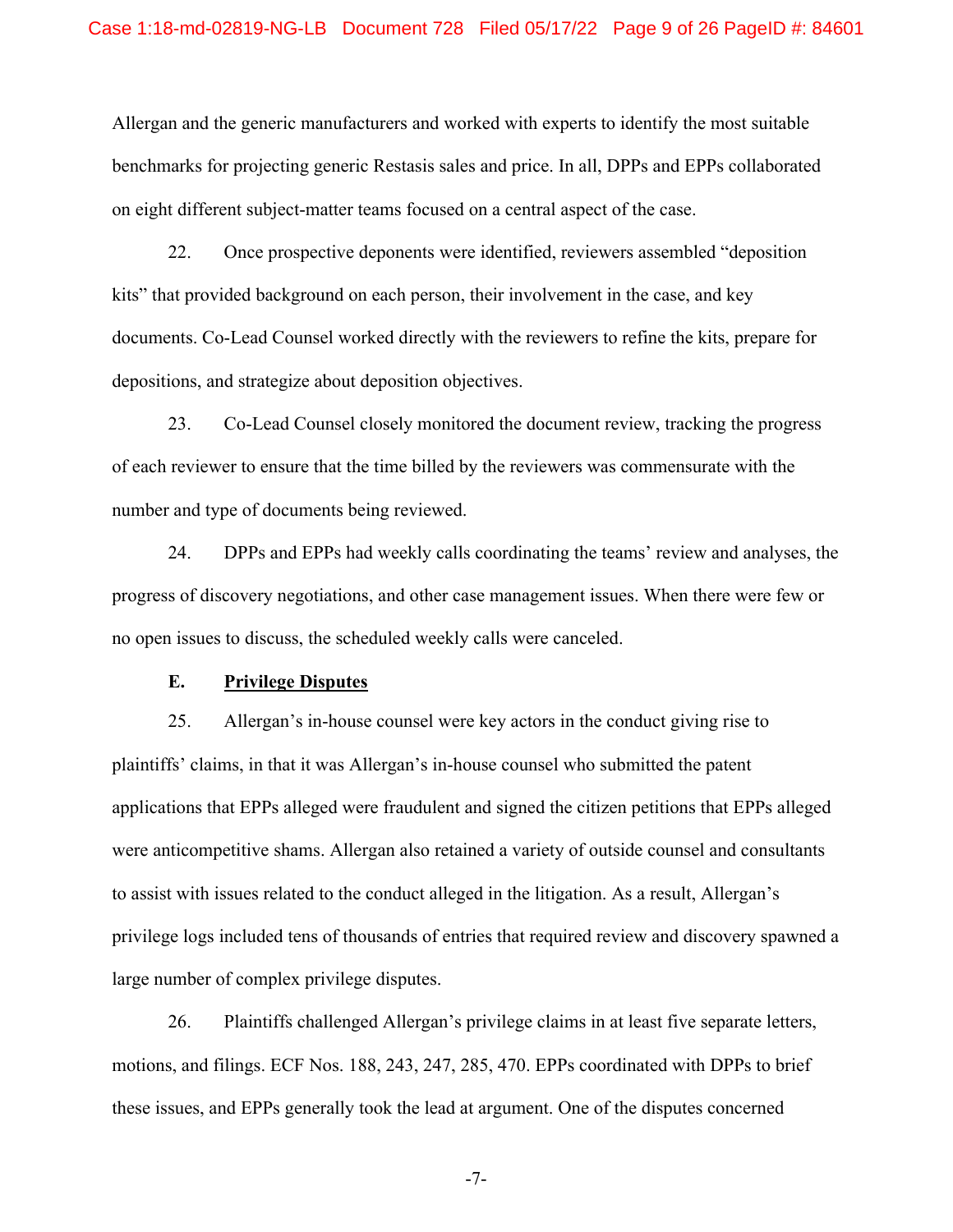Allergan and the generic manufacturers and worked with experts to identify the most suitable benchmarks for projecting generic Restasis sales and price. In all, DPPs and EPPs collaborated on eight different subject-matter teams focused on a central aspect of the case.

22. Once prospective deponents were identified, reviewers assembled "deposition kits" that provided background on each person, their involvement in the case, and key documents. Co-Lead Counsel worked directly with the reviewers to refine the kits, prepare for depositions, and strategize about deposition objectives.

23. Co-Lead Counsel closely monitored the document review, tracking the progress of each reviewer to ensure that the time billed by the reviewers was commensurate with the number and type of documents being reviewed.

24. DPPs and EPPs had weekly calls coordinating the teams' review and analyses, the progress of discovery negotiations, and other case management issues. When there were few or no open issues to discuss, the scheduled weekly calls were canceled.

**E. <u>Privilege Disputes</u>**

25. Allergan's in-house counsel were key actors in the conduct giving rise to plaintiffs' claims, in that it was Allergan's in-house counsel who submitted the patent applications that EPPs alleged were fraudulent and signed the citizen petitions that EPPs alleged were anticompetitive shams. Allergan also retained a variety of outside counsel and consultants to assist with issues related to the conduct alleged in the litigation. As a result, Allergan's privilege logs included tens of thousands of entries that required review and discovery spawned a large number of complex privilege disputes.

26. Plaintiffs challenged Allergan's privilege claims in at least five separate letters, motions, and filings. ECF Nos. 188, 243, 247, 285, 470. EPPs coordinated with DPPs to brief these issues, and EPPs generally took the lead at argument. One of the disputes concerned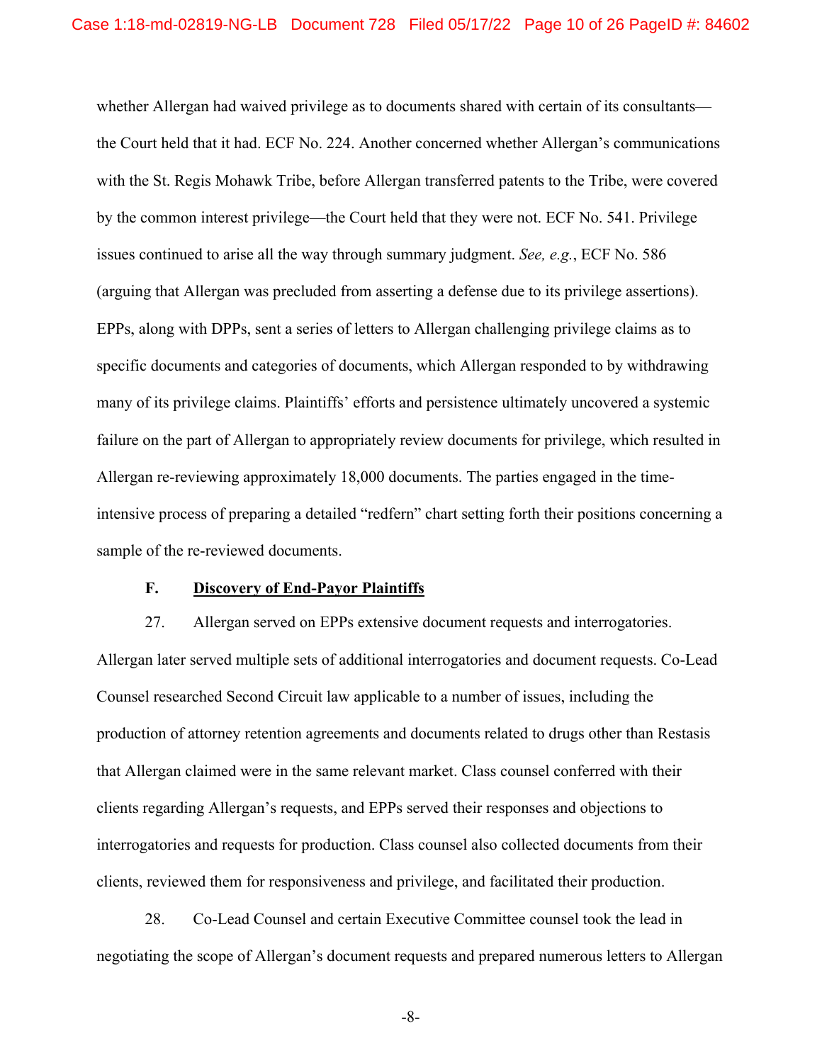whether Allergan had waived privilege as to documents shared with certain of its consultants—the Court held that it had. ECF No. 224. Another concerned whether Allergan's communications with the St. Regis Mohawk Tribe, before Allergan transferred patents to the Tribe, were covered by the common interest privilege—the Court held that they were not. ECF No. 541. Privilege issues continued to arise all the way through summary judgment. *See, e.g.*, ECF No. 586 (arguing that Allergan was precluded from asserting a defense due to its privilege assertions). EPPs, along with DPPs, sent a series of letters to Allergan challenging privilege claims as to specific documents and categories of documents, which Allergan responded to by withdrawing many of its privilege claims. Plaintiffs' efforts and persistence ultimately uncovered a systemic failure on the part of Allergan to appropriately review documents for privilege, which resulted in Allergan re-reviewing approximately 18,000 documents. The parties engaged in the time-intensive process of preparing a detailed "redfern" chart setting forth their positions concerning a sample of the re-reviewed documents.

**F. <u>Discovery of End-Payor Plaintiffs</u>**

27. Allergan served on EPPs extensive document requests and interrogatories. Allergan later served multiple sets of additional interrogatories and document requests. Co-Lead Counsel researched Second Circuit law applicable to a number of issues, including the production of attorney retention agreements and documents related to drugs other than Restasis that Allergan claimed were in the same relevant market. Class counsel conferred with their clients regarding Allergan's requests, and EPPs served their responses and objections to interrogatories and requests for production. Class counsel also collected documents from their clients, reviewed them for responsiveness and privilege, and facilitated their production.

28. Co-Lead Counsel and certain Executive Committee counsel took the lead in negotiating the scope of Allergan's document requests and prepared numerous letters to Allergan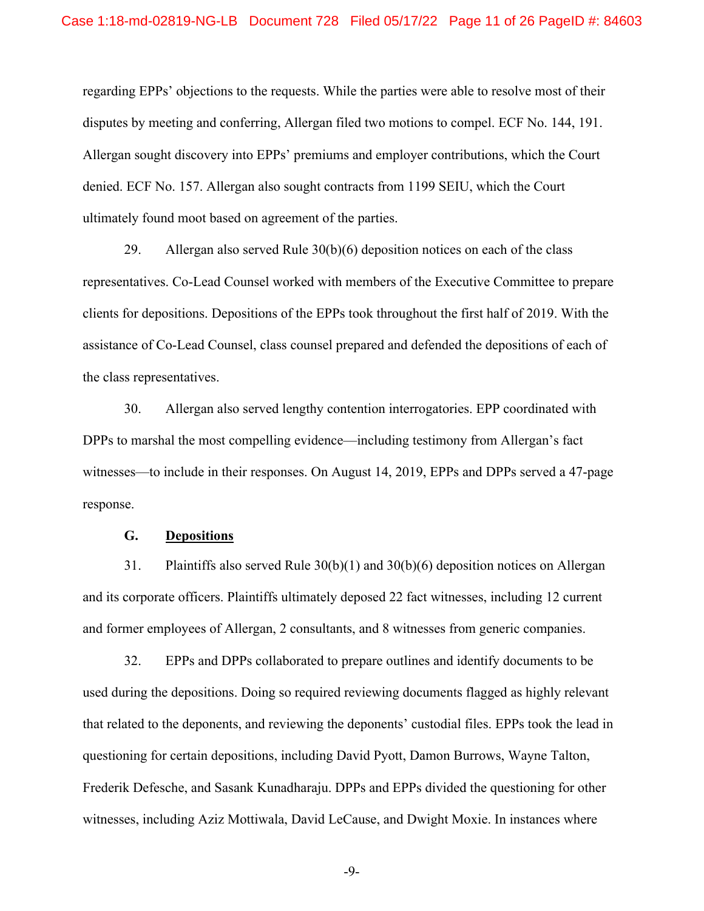regarding EPPs' objections to the requests. While the parties were able to resolve most of their disputes by meeting and conferring, Allergan filed two motions to compel. ECF No. 144, 191. Allergan sought discovery into EPPs' premiums and employer contributions, which the Court denied. ECF No. 157. Allergan also sought contracts from 1199 SEIU, which the Court ultimately found moot based on agreement of the parties.

29. Allergan also served Rule 30(b)(6) deposition notices on each of the class representatives. Co-Lead Counsel worked with members of the Executive Committee to prepare clients for depositions. Depositions of the EPPs took throughout the first half of 2019. With the assistance of Co-Lead Counsel, class counsel prepared and defended the depositions of each of the class representatives.

30. Allergan also served lengthy contention interrogatories. EPP coordinated with DPPs to marshal the most compelling evidence—including testimony from Allergan's fact witnesses—to include in their responses. On August 14, 2019, EPPs and DPPs served a 47-page response.

**G. Depositions**

31. Plaintiffs also served Rule 30(b)(1) and 30(b)(6) deposition notices on Allergan and its corporate officers. Plaintiffs ultimately deposed 22 fact witnesses, including 12 current and former employees of Allergan, 2 consultants, and 8 witnesses from generic companies.

32. EPPs and DPPs collaborated to prepare outlines and identify documents to be used during the depositions. Doing so required reviewing documents flagged as highly relevant that related to the deponents, and reviewing the deponents' custodial files. EPPs took the lead in questioning for certain depositions, including David Pyott, Damon Burrows, Wayne Talton, Frederik Defesche, and Sasank Kunadharaju. DPPs and EPPs divided the questioning for other witnesses, including Aziz Mottiwala, David LeCause, and Dwight Moxie. In instances where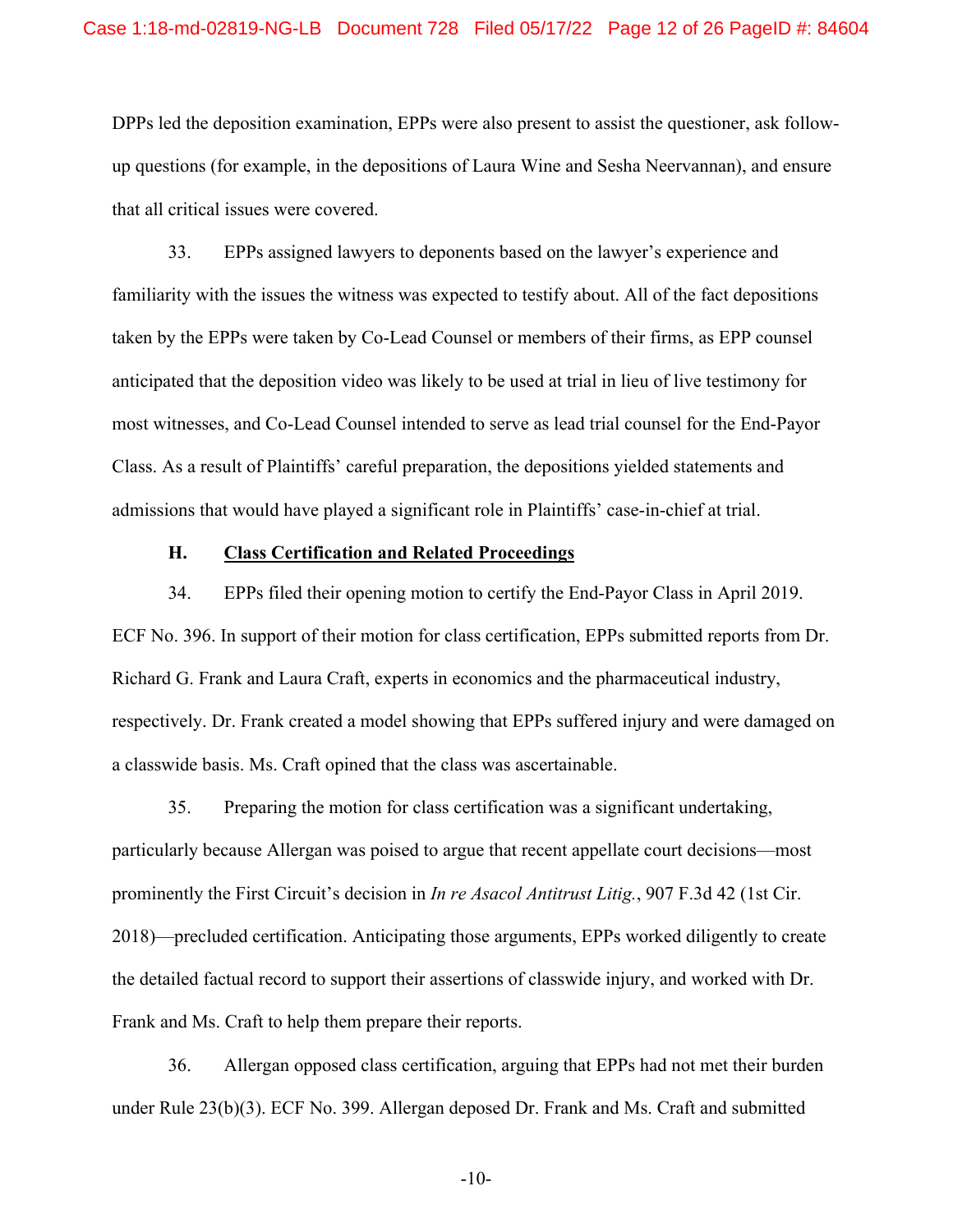DPPs led the deposition examination, EPPs were also present to assist the questioner, ask follow-up questions (for example, in the depositions of Laura Wine and Sesha Neervannan), and ensure that all critical issues were covered.

33. EPPs assigned lawyers to deponents based on the lawyer's experience and familiarity with the issues the witness was expected to testify about. All of the fact depositions taken by the EPPs were taken by Co-Lead Counsel or members of their firms, as EPP counsel anticipated that the deposition video was likely to be used at trial in lieu of live testimony for most witnesses, and Co-Lead Counsel intended to serve as lead trial counsel for the End-Payor Class. As a result of Plaintiffs' careful preparation, the depositions yielded statements and admissions that would have played a significant role in Plaintiffs' case-in-chief at trial.

### H. Class Certification and Related Proceedings

34. EPPs filed their opening motion to certify the End-Payor Class in April 2019. ECF No. 396. In support of their motion for class certification, EPPs submitted reports from Dr. Richard G. Frank and Laura Craft, experts in economics and the pharmaceutical industry, respectively. Dr. Frank created a model showing that EPPs suffered injury and were damaged on a classwide basis. Ms. Craft opined that the class was ascertainable.

35. Preparing the motion for class certification was a significant undertaking, particularly because Allergan was poised to argue that recent appellate court decisions—most prominently the First Circuit's decision in *In re Asacol Antitrust Litig.*, 907 F.3d 42 (1st Cir. 2018)—precluded certification. Anticipating those arguments, EPPs worked diligently to create the detailed factual record to support their assertions of classwide injury, and worked with Dr. Frank and Ms. Craft to help them prepare their reports.

36. Allergan opposed class certification, arguing that EPPs had not met their burden under Rule 23(b)(3). ECF No. 399. Allergan deposed Dr. Frank and Ms. Craft and submitted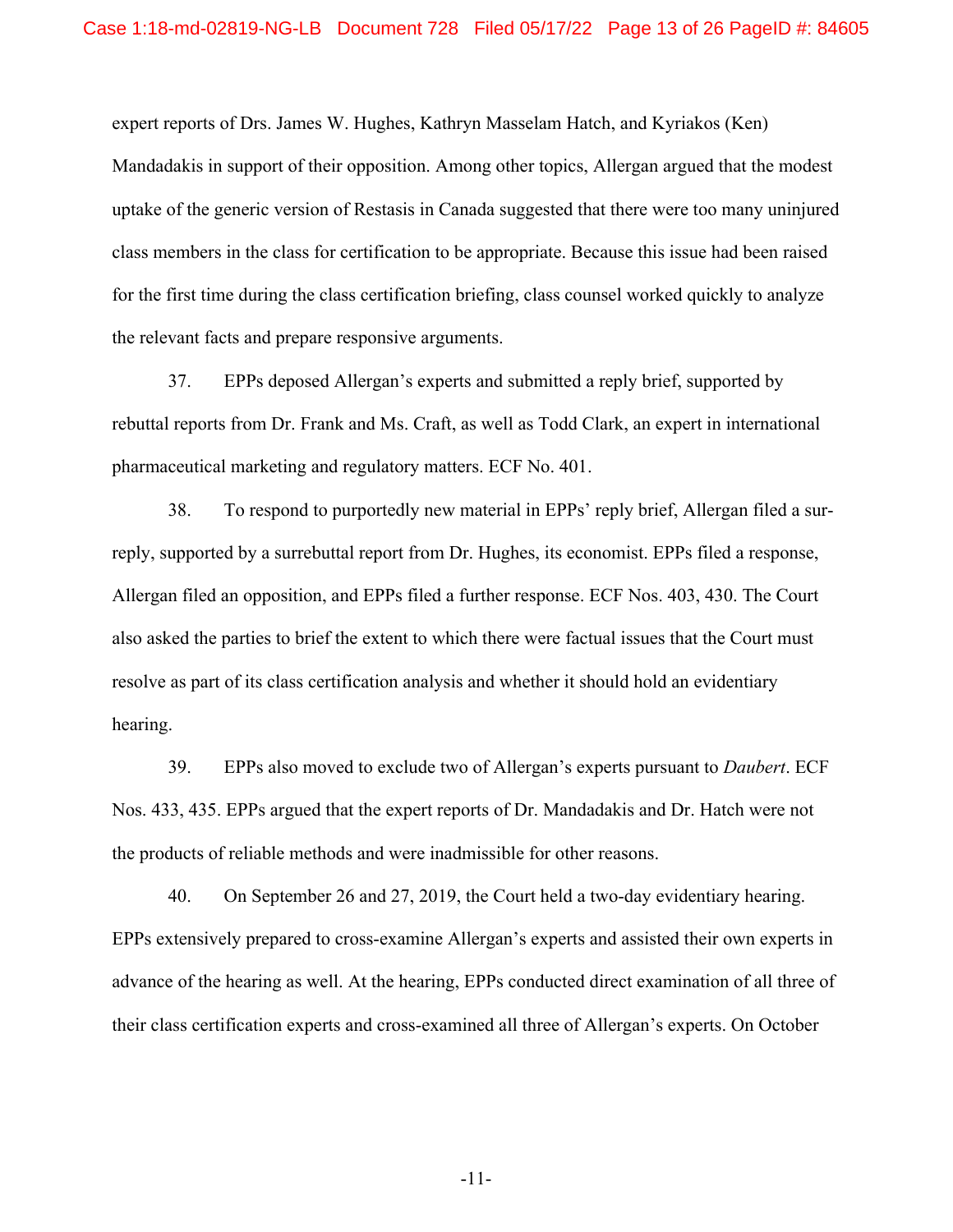expert reports of Drs. James W. Hughes, Kathryn Masselam Hatch, and Kyriakos (Ken) Mandadakis in support of their opposition. Among other topics, Allergan argued that the modest uptake of the generic version of Restasis in Canada suggested that there were too many uninjured class members in the class for certification to be appropriate. Because this issue had been raised for the first time during the class certification briefing, class counsel worked quickly to analyze the relevant facts and prepare responsive arguments.

37. EPPs deposed Allergan's experts and submitted a reply brief, supported by rebuttal reports from Dr. Frank and Ms. Craft, as well as Todd Clark, an expert in international pharmaceutical marketing and regulatory matters. ECF No. 401.

38. To respond to purportedly new material in EPPs' reply brief, Allergan filed a sur-reply, supported by a surrebuttal report from Dr. Hughes, its economist. EPPs filed a response, Allergan filed an opposition, and EPPs filed a further response. ECF Nos. 403, 430. The Court also asked the parties to brief the extent to which there were factual issues that the Court must resolve as part of its class certification analysis and whether it should hold an evidentiary hearing.

39. EPPs also moved to exclude two of Allergan's experts pursuant to *Daubert*. ECF Nos. 433, 435. EPPs argued that the expert reports of Dr. Mandadakis and Dr. Hatch were not the products of reliable methods and were inadmissible for other reasons.

40. On September 26 and 27, 2019, the Court held a two-day evidentiary hearing. EPPs extensively prepared to cross-examine Allergan's experts and assisted their own experts in advance of the hearing as well. At the hearing, EPPs conducted direct examination of all three of their class certification experts and cross-examined all three of Allergan's experts. On October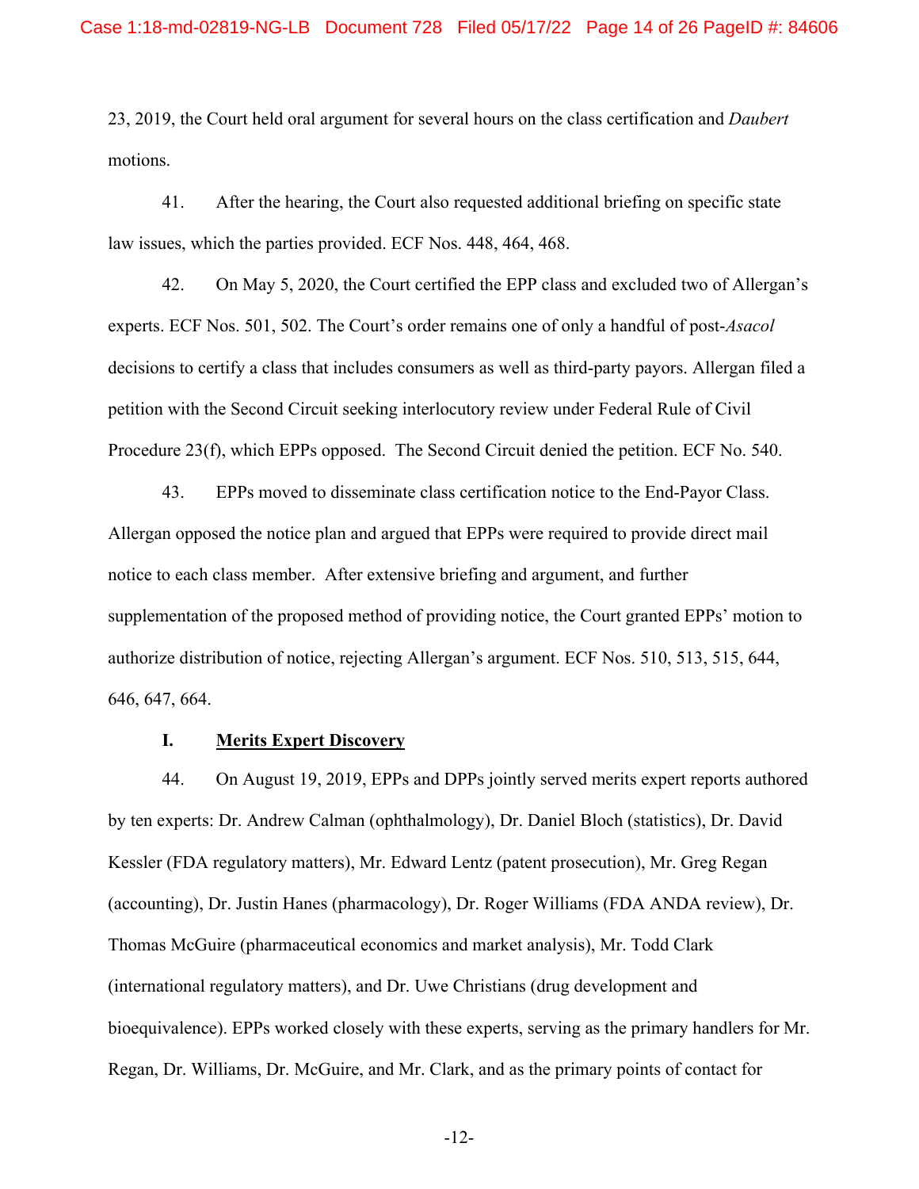23, 2019, the Court held oral argument for several hours on the class certification and *Daubert* motions.

41. After the hearing, the Court also requested additional briefing on specific state law issues, which the parties provided. ECF Nos. 448, 464, 468.

42. On May 5, 2020, the Court certified the EPP class and excluded two of Allergan's experts. ECF Nos. 501, 502. The Court's order remains one of only a handful of post-*Asacol* decisions to certify a class that includes consumers as well as third-party payors. Allergan filed a petition with the Second Circuit seeking interlocutory review under Federal Rule of Civil Procedure 23(f), which EPPs opposed. The Second Circuit denied the petition. ECF No. 540.

43. EPPs moved to disseminate class certification notice to the End-Payor Class. Allergan opposed the notice plan and argued that EPPs were required to provide direct mail notice to each class member. After extensive briefing and argument, and further supplementation of the proposed method of providing notice, the Court granted EPPs' motion to authorize distribution of notice, rejecting Allergan's argument. ECF Nos. 510, 513, 515, 644, 646, 647, 664.

### I. <u>Merits Expert Discovery</u>

44. On August 19, 2019, EPPs and DPPs jointly served merits expert reports authored by ten experts: Dr. Andrew Calman (ophthalmology), Dr. Daniel Bloch (statistics), Dr. David Kessler (FDA regulatory matters), Mr. Edward Lentz (patent prosecution), Mr. Greg Regan (accounting), Dr. Justin Hanes (pharmacology), Dr. Roger Williams (FDA ANDA review), Dr. Thomas McGuire (pharmaceutical economics and market analysis), Mr. Todd Clark (international regulatory matters), and Dr. Uwe Christians (drug development and bioequivalence). EPPs worked closely with these experts, serving as the primary handlers for Mr. Regan, Dr. Williams, Dr. McGuire, and Mr. Clark, and as the primary points of contact for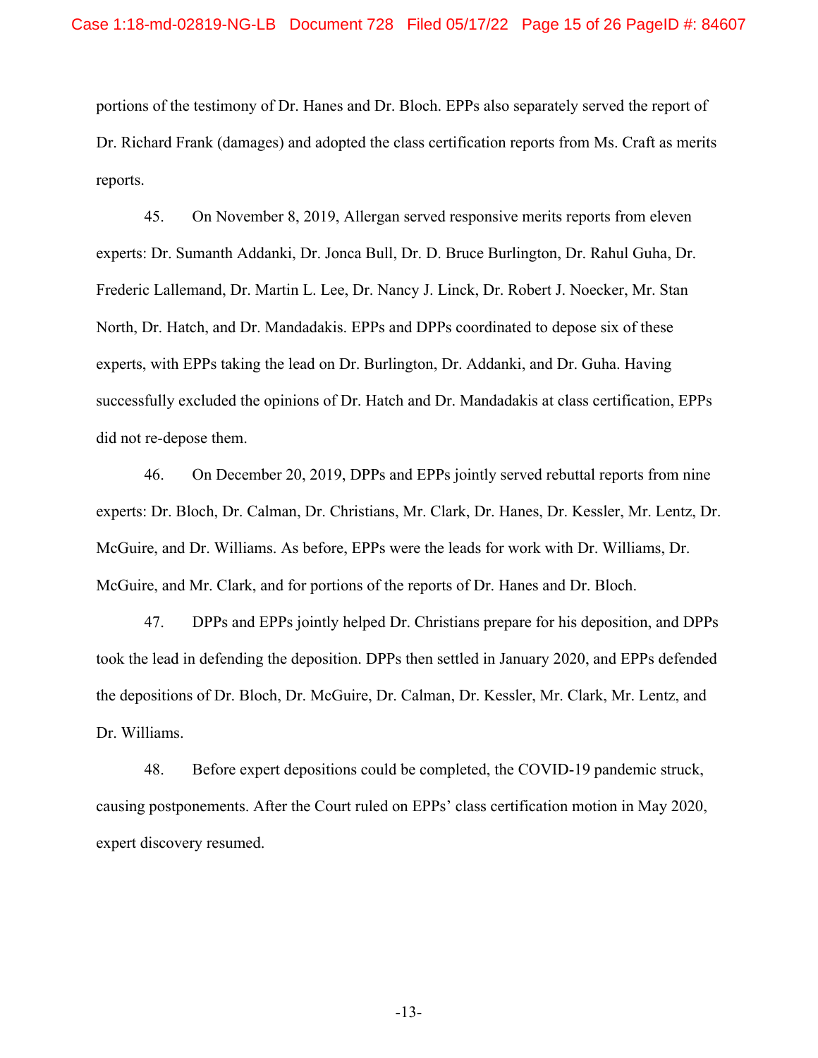portions of the testimony of Dr. Hanes and Dr. Bloch. EPPs also separately served the report of Dr. Richard Frank (damages) and adopted the class certification reports from Ms. Craft as merits reports.

45. On November 8, 2019, Allergan served responsive merits reports from eleven experts: Dr. Sumanth Addanki, Dr. Jonca Bull, Dr. D. Bruce Burlington, Dr. Rahul Guha, Dr. Frederic Lallemand, Dr. Martin L. Lee, Dr. Nancy J. Linck, Dr. Robert J. Noecker, Mr. Stan North, Dr. Hatch, and Dr. Mandadakis. EPPs and DPPs coordinated to depose six of these experts, with EPPs taking the lead on Dr. Burlington, Dr. Addanki, and Dr. Guha. Having successfully excluded the opinions of Dr. Hatch and Dr. Mandadakis at class certification, EPPs did not re-depose them.

46. On December 20, 2019, DPPs and EPPs jointly served rebuttal reports from nine experts: Dr. Bloch, Dr. Calman, Dr. Christians, Mr. Clark, Dr. Hanes, Dr. Kessler, Mr. Lentz, Dr. McGuire, and Dr. Williams. As before, EPPs were the leads for work with Dr. Williams, Dr. McGuire, and Mr. Clark, and for portions of the reports of Dr. Hanes and Dr. Bloch.

47. DPPs and EPPs jointly helped Dr. Christians prepare for his deposition, and DPPs took the lead in defending the deposition. DPPs then settled in January 2020, and EPPs defended the depositions of Dr. Bloch, Dr. McGuire, Dr. Calman, Dr. Kessler, Mr. Clark, Mr. Lentz, and Dr. Williams.

48. Before expert depositions could be completed, the COVID-19 pandemic struck, causing postponements. After the Court ruled on EPPs' class certification motion in May 2020, expert discovery resumed.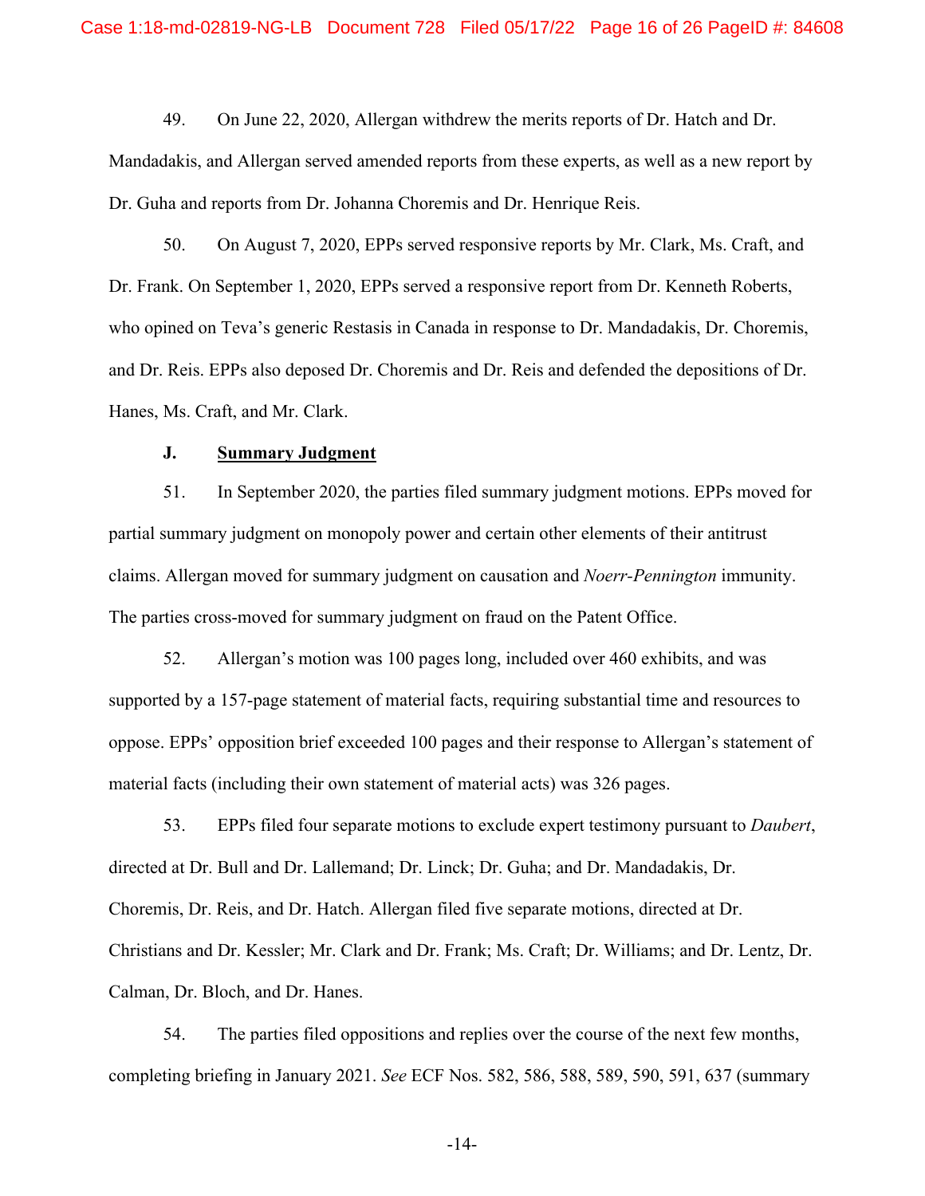49. On June 22, 2020, Allergan withdrew the merits reports of Dr. Hatch and Dr. Mandadakis, and Allergan served amended reports from these experts, as well as a new report by Dr. Guha and reports from Dr. Johanna Choremis and Dr. Henrique Reis.

50. On August 7, 2020, EPPs served responsive reports by Mr. Clark, Ms. Craft, and Dr. Frank. On September 1, 2020, EPPs served a responsive report from Dr. Kenneth Roberts, who opined on Teva's generic Restasis in Canada in response to Dr. Mandadakis, Dr. Choremis, and Dr. Reis. EPPs also deposed Dr. Choremis and Dr. Reis and defended the depositions of Dr. Hanes, Ms. Craft, and Mr. Clark.

### J. Summary Judgment

51. In September 2020, the parties filed summary judgment motions. EPPs moved for partial summary judgment on monopoly power and certain other elements of their antitrust claims. Allergan moved for summary judgment on causation and *Noerr-Pennington* immunity. The parties cross-moved for summary judgment on fraud on the Patent Office.

52. Allergan's motion was 100 pages long, included over 460 exhibits, and was supported by a 157-page statement of material facts, requiring substantial time and resources to oppose. EPPs' opposition brief exceeded 100 pages and their response to Allergan's statement of material facts (including their own statement of material acts) was 326 pages.

53. EPPs filed four separate motions to exclude expert testimony pursuant to *Daubert*, directed at Dr. Bull and Dr. Lallemand; Dr. Linck; Dr. Guha; and Dr. Mandadakis, Dr. Choremis, Dr. Reis, and Dr. Hatch. Allergan filed five separate motions, directed at Dr. Christians and Dr. Kessler; Mr. Clark and Dr. Frank; Ms. Craft; Dr. Williams; and Dr. Lentz, Dr. Calman, Dr. Bloch, and Dr. Hanes.

54. The parties filed oppositions and replies over the course of the next few months, completing briefing in January 2021. *See* ECF Nos. 582, 586, 588, 589, 590, 591, 637 (summary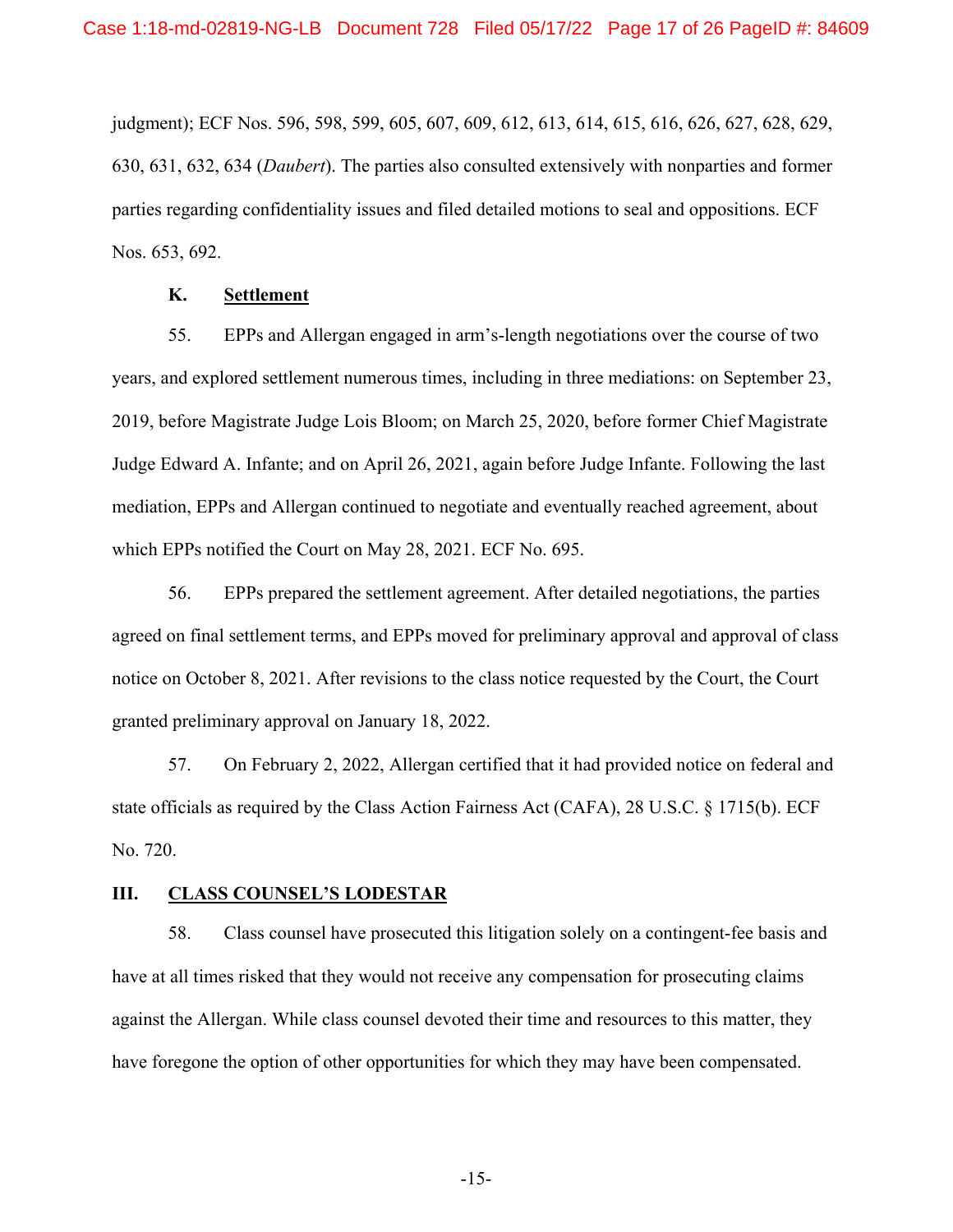judgment); ECF Nos. 596, 598, 599, 605, 607, 609, 612, 613, 614, 615, 616, 626, 627, 628, 629, 630, 631, 632, 634 (*Daubert*). The parties also consulted extensively with nonparties and former parties regarding confidentiality issues and filed detailed motions to seal and oppositions. ECF Nos. 653, 692.

### K. Settlement

55. EPPs and Allergan engaged in arm's-length negotiations over the course of two years, and explored settlement numerous times, including in three mediations: on September 23, 2019, before Magistrate Judge Lois Bloom; on March 25, 2020, before former Chief Magistrate Judge Edward A. Infante; and on April 26, 2021, again before Judge Infante. Following the last mediation, EPPs and Allergan continued to negotiate and eventually reached agreement, about which EPPs notified the Court on May 28, 2021. ECF No. 695.

56. EPPs prepared the settlement agreement. After detailed negotiations, the parties agreed on final settlement terms, and EPPs moved for preliminary approval and approval of class notice on October 8, 2021. After revisions to the class notice requested by the Court, the Court granted preliminary approval on January 18, 2022.

57. On February 2, 2022, Allergan certified that it had provided notice on federal and state officials as required by the Class Action Fairness Act (CAFA), 28 U.S.C. § 1715(b). ECF No. 720.

## III. CLASS COUNSEL'S LODESTAR

58. Class counsel have prosecuted this litigation solely on a contingent-fee basis and have at all times risked that they would not receive any compensation for prosecuting claims against the Allergan. While class counsel devoted their time and resources to this matter, they have foregone the option of other opportunities for which they may have been compensated.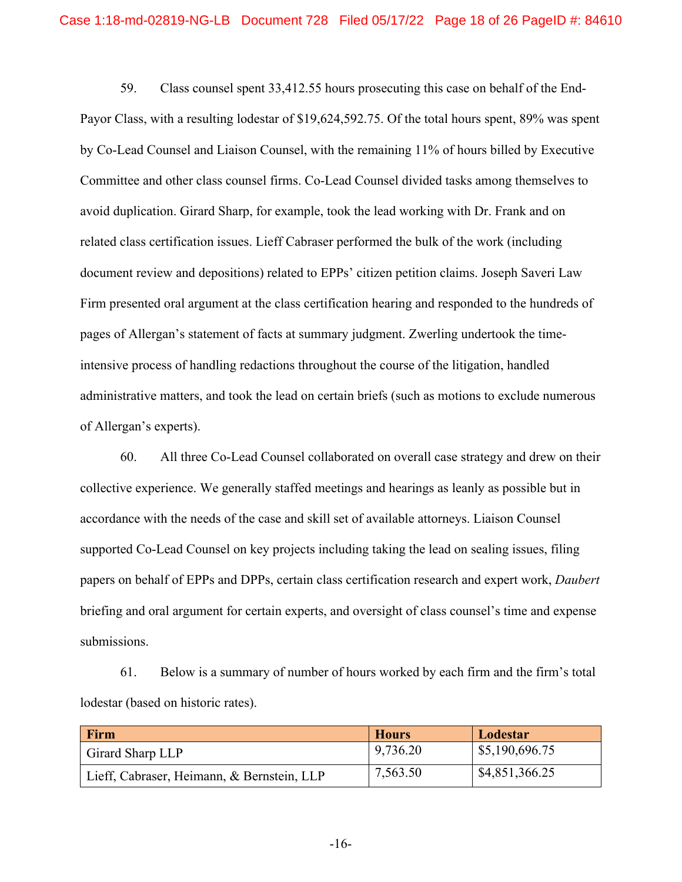59. Class counsel spent 33,412.55 hours prosecuting this case on behalf of the End-Payor Class, with a resulting lodestar of $19,624,592.75. Of the total hours spent, 89% was spent by Co-Lead Counsel and Liaison Counsel, with the remaining 11% of hours billed by Executive Committee and other class counsel firms. Co-Lead Counsel divided tasks among themselves to avoid duplication. Girard Sharp, for example, took the lead working with Dr. Frank and on related class certification issues. Lieff Cabraser performed the bulk of the work (including document review and depositions) related to EPPs' citizen petition claims. Joseph Saveri Law Firm presented oral argument at the class certification hearing and responded to the hundreds of pages of Allergan's statement of facts at summary judgment. Zwerling undertook the time-intensive process of handling redactions throughout the course of the litigation, handled administrative matters, and took the lead on certain briefs (such as motions to exclude numerous of Allergan's experts).

60. All three Co-Lead Counsel collaborated on overall case strategy and drew on their collective experience. We generally staffed meetings and hearings as leanly as possible but in accordance with the needs of the case and skill set of available attorneys. Liaison Counsel supported Co-Lead Counsel on key projects including taking the lead on sealing issues, filing papers on behalf of EPPs and DPPs, certain class certification research and expert work, *Daubert* briefing and oral argument for certain experts, and oversight of class counsel's time and expense submissions.

61. Below is a summary of number of hours worked by each firm and the firm's total lodestar (based on historic rates).

| Firm | Hours | Lodestar |
|---|---|---|
| Girard Sharp LLP | 9,736.20 | $5,190,696.75 |
| Lieff, Cabraser, Heimann, & Bernstein, LLP | 7,563.50 | $4,851,366.25 |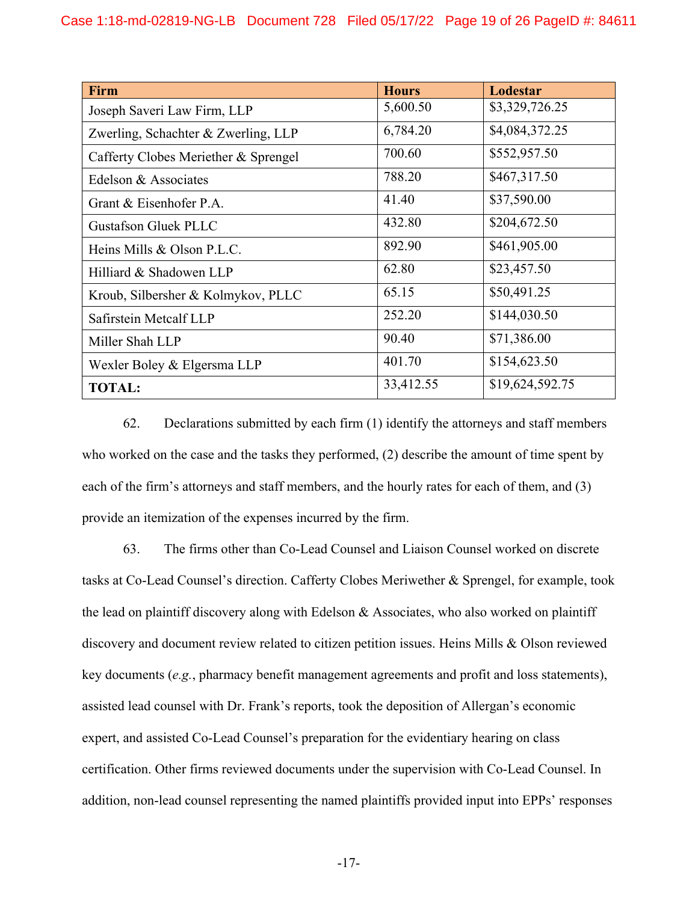| Firm | Hours | Lodestar |
|---|---|---|
| Joseph Saveri Law Firm, LLP | 5,600.50 | $3,329,726.25 |
| Zwerling, Schachter & Zwerling, LLP | 6,784.20 | $4,084,372.25 |
| Cafferty Clobes Meriether & Sprengel | 700.60 | $552,957.50 |
| Edelson & Associates | 788.20 | $467,317.50 |
| Grant & Eisenhofer P.A. | 41.40 | $37,590.00 |
| Gustafson Gluek PLLC | 432.80 | $204,672.50 |
| Heins Mills & Olson P.L.C. | 892.90 | $461,905.00 |
| Hilliard & Shadowen LLP | 62.80 | $23,457.50 |
| Kroub, Silbersher & Kolmykov, PLLC | 65.15 | $50,491.25 |
| Safirstein Metcalf LLP | 252.20 | $144,030.50 |
| Miller Shah LLP | 90.40 | $71,386.00 |
| Wexler Boley & Elgersma LLP | 401.70 | $154,623.50 |
| **TOTAL:** | 33,412.55 | $19,624,592.75 |

62. Declarations submitted by each firm (1) identify the attorneys and staff members who worked on the case and the tasks they performed, (2) describe the amount of time spent by each of the firm's attorneys and staff members, and the hourly rates for each of them, and (3) provide an itemization of the expenses incurred by the firm.

63. The firms other than Co-Lead Counsel and Liaison Counsel worked on discrete tasks at Co-Lead Counsel's direction. Cafferty Clobes Meriwether & Sprengel, for example, took the lead on plaintiff discovery along with Edelson & Associates, who also worked on plaintiff discovery and document review related to citizen petition issues. Heins Mills & Olson reviewed key documents (*e.g.*, pharmacy benefit management agreements and profit and loss statements), assisted lead counsel with Dr. Frank's reports, took the deposition of Allergan's economic expert, and assisted Co-Lead Counsel's preparation for the evidentiary hearing on class certification. Other firms reviewed documents under the supervision with Co-Lead Counsel. In addition, non-lead counsel representing the named plaintiffs provided input into EPPs' responses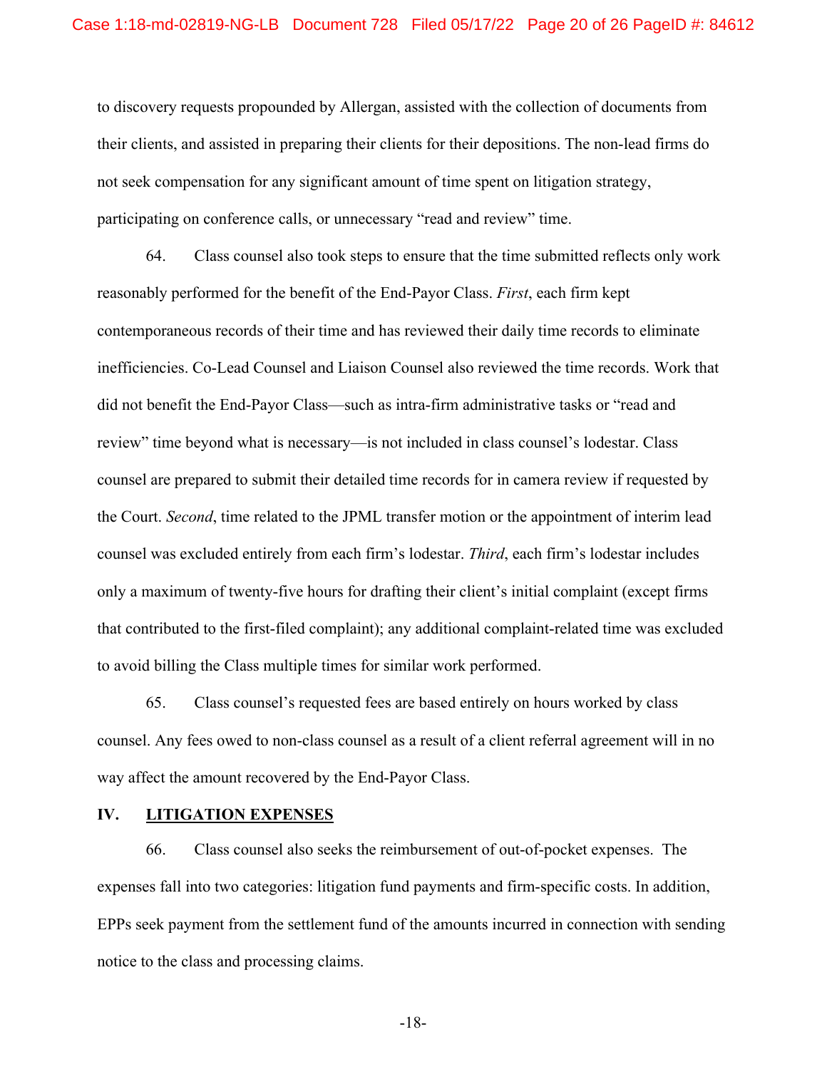to discovery requests propounded by Allergan, assisted with the collection of documents from their clients, and assisted in preparing their clients for their depositions. The non-lead firms do not seek compensation for any significant amount of time spent on litigation strategy, participating on conference calls, or unnecessary "read and review" time.

64. Class counsel also took steps to ensure that the time submitted reflects only work reasonably performed for the benefit of the End-Payor Class. *First*, each firm kept contemporaneous records of their time and has reviewed their daily time records to eliminate inefficiencies. Co-Lead Counsel and Liaison Counsel also reviewed the time records. Work that did not benefit the End-Payor Class—such as intra-firm administrative tasks or "read and review" time beyond what is necessary—is not included in class counsel's lodestar. Class counsel are prepared to submit their detailed time records for in camera review if requested by the Court. *Second*, time related to the JPML transfer motion or the appointment of interim lead counsel was excluded entirely from each firm's lodestar. *Third*, each firm's lodestar includes only a maximum of twenty-five hours for drafting their client's initial complaint (except firms that contributed to the first-filed complaint); any additional complaint-related time was excluded to avoid billing the Class multiple times for similar work performed.

65. Class counsel's requested fees are based entirely on hours worked by class counsel. Any fees owed to non-class counsel as a result of a client referral agreement will in no way affect the amount recovered by the End-Payor Class.

## IV. LITIGATION EXPENSES

66. Class counsel also seeks the reimbursement of out-of-pocket expenses. The expenses fall into two categories: litigation fund payments and firm-specific costs. In addition, EPPs seek payment from the settlement fund of the amounts incurred in connection with sending notice to the class and processing claims.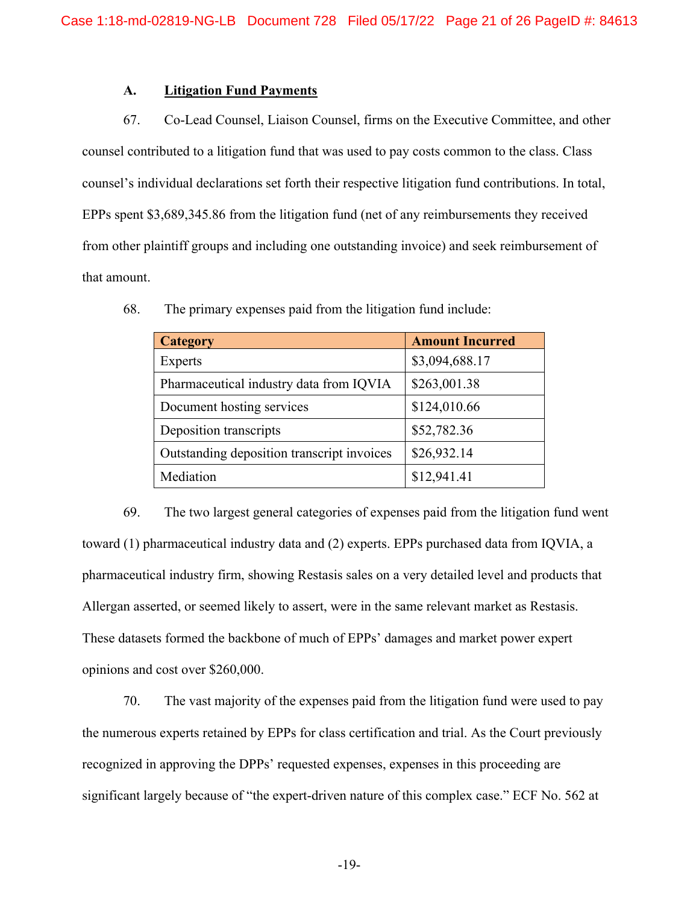### A. Litigation Fund Payments

67. Co-Lead Counsel, Liaison Counsel, firms on the Executive Committee, and other counsel contributed to a litigation fund that was used to pay costs common to the class. Class counsel's individual declarations set forth their respective litigation fund contributions. In total, EPPs spent $3,689,345.86 from the litigation fund (net of any reimbursements they received from other plaintiff groups and including one outstanding invoice) and seek reimbursement of that amount.

68. The primary expenses paid from the litigation fund include:

| Category | Amount Incurred |
| --- | --- |
| Experts | $3,094,688.17 |
| Pharmaceutical industry data from IQVIA | $263,001.38 |
| Document hosting services | $124,010.66 |
| Deposition transcripts | $52,782.36 |
| Outstanding deposition transcript invoices | $26,932.14 |
| Mediation | $12,941.41 |

69. The two largest general categories of expenses paid from the litigation fund went toward (1) pharmaceutical industry data and (2) experts. EPPs purchased data from IQVIA, a pharmaceutical industry firm, showing Restasis sales on a very detailed level and products that Allergan asserted, or seemed likely to assert, were in the same relevant market as Restasis. These datasets formed the backbone of much of EPPs' damages and market power expert opinions and cost over $260,000.

70. The vast majority of the expenses paid from the litigation fund were used to pay the numerous experts retained by EPPs for class certification and trial. As the Court previously recognized in approving the DPPs' requested expenses, expenses in this proceeding are significant largely because of "the expert-driven nature of this complex case." ECF No. 562 at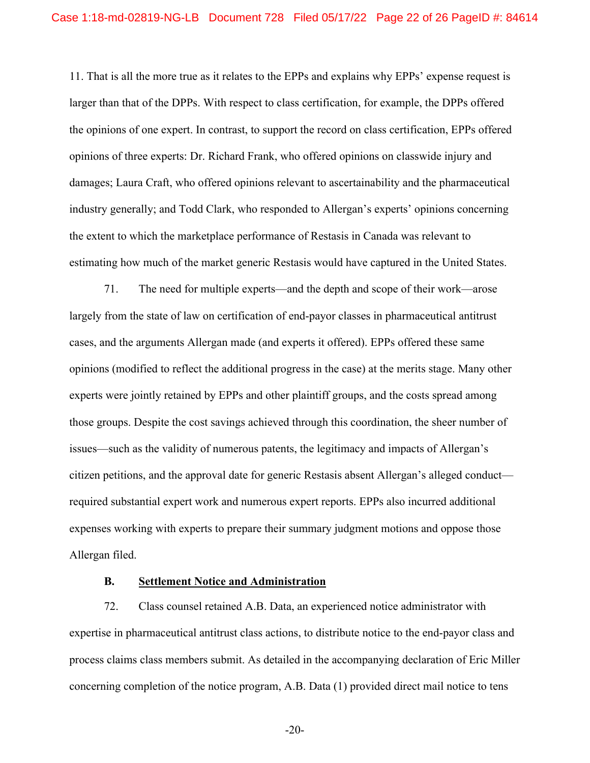11. That is all the more true as it relates to the EPPs and explains why EPPs' expense request is larger than that of the DPPs. With respect to class certification, for example, the DPPs offered the opinions of one expert. In contrast, to support the record on class certification, EPPs offered opinions of three experts: Dr. Richard Frank, who offered opinions on classwide injury and damages; Laura Craft, who offered opinions relevant to ascertainability and the pharmaceutical industry generally; and Todd Clark, who responded to Allergan's experts' opinions concerning the extent to which the marketplace performance of Restasis in Canada was relevant to estimating how much of the market generic Restasis would have captured in the United States.

71. The need for multiple experts—and the depth and scope of their work—arose largely from the state of law on certification of end-payor classes in pharmaceutical antitrust cases, and the arguments Allergan made (and experts it offered). EPPs offered these same opinions (modified to reflect the additional progress in the case) at the merits stage. Many other experts were jointly retained by EPPs and other plaintiff groups, and the costs spread among those groups. Despite the cost savings achieved through this coordination, the sheer number of issues—such as the validity of numerous patents, the legitimacy and impacts of Allergan's citizen petitions, and the approval date for generic Restasis absent Allergan's alleged conduct—required substantial expert work and numerous expert reports. EPPs also incurred additional expenses working with experts to prepare their summary judgment motions and oppose those Allergan filed.

### B. Settlement Notice and Administration

72. Class counsel retained A.B. Data, an experienced notice administrator with expertise in pharmaceutical antitrust class actions, to distribute notice to the end-payor class and process claims class members submit. As detailed in the accompanying declaration of Eric Miller concerning completion of the notice program, A.B. Data (1) provided direct mail notice to tens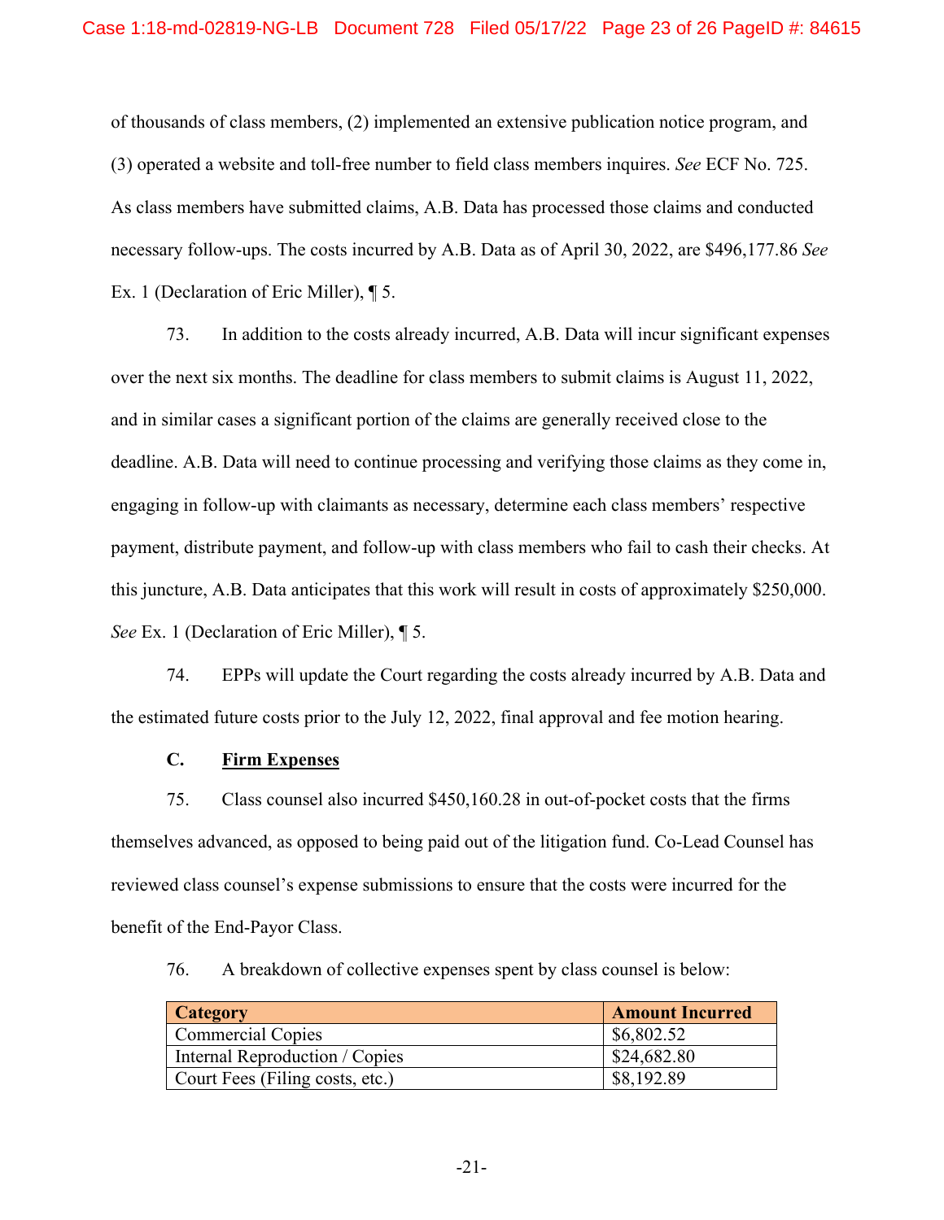of thousands of class members, (2) implemented an extensive publication notice program, and (3) operated a website and toll-free number to field class members inquires. *See* ECF No. 725. As class members have submitted claims, A.B. Data has processed those claims and conducted necessary follow-ups. The costs incurred by A.B. Data as of April 30, 2022, are $496,177.86 *See* Ex. 1 (Declaration of Eric Miller), ¶ 5.

73. In addition to the costs already incurred, A.B. Data will incur significant expenses over the next six months. The deadline for class members to submit claims is August 11, 2022, and in similar cases a significant portion of the claims are generally received close to the deadline. A.B. Data will need to continue processing and verifying those claims as they come in, engaging in follow-up with claimants as necessary, determine each class members' respective payment, distribute payment, and follow-up with class members who fail to cash their checks. At this juncture, A.B. Data anticipates that this work will result in costs of approximately $250,000. *See* Ex. 1 (Declaration of Eric Miller), ¶ 5.

74. EPPs will update the Court regarding the costs already incurred by A.B. Data and the estimated future costs prior to the July 12, 2022, final approval and fee motion hearing.

### C. Firm Expenses

75. Class counsel also incurred $450,160.28 in out-of-pocket costs that the firms themselves advanced, as opposed to being paid out of the litigation fund. Co-Lead Counsel has reviewed class counsel's expense submissions to ensure that the costs were incurred for the benefit of the End-Payor Class.

76. A breakdown of collective expenses spent by class counsel is below:

| Category | Amount Incurred |
|---|---|
| Commercial Copies | $6,802.52 |
| Internal Reproduction / Copies | $24,682.80 |
| Court Fees (Filing costs, etc.) | $8,192.89 |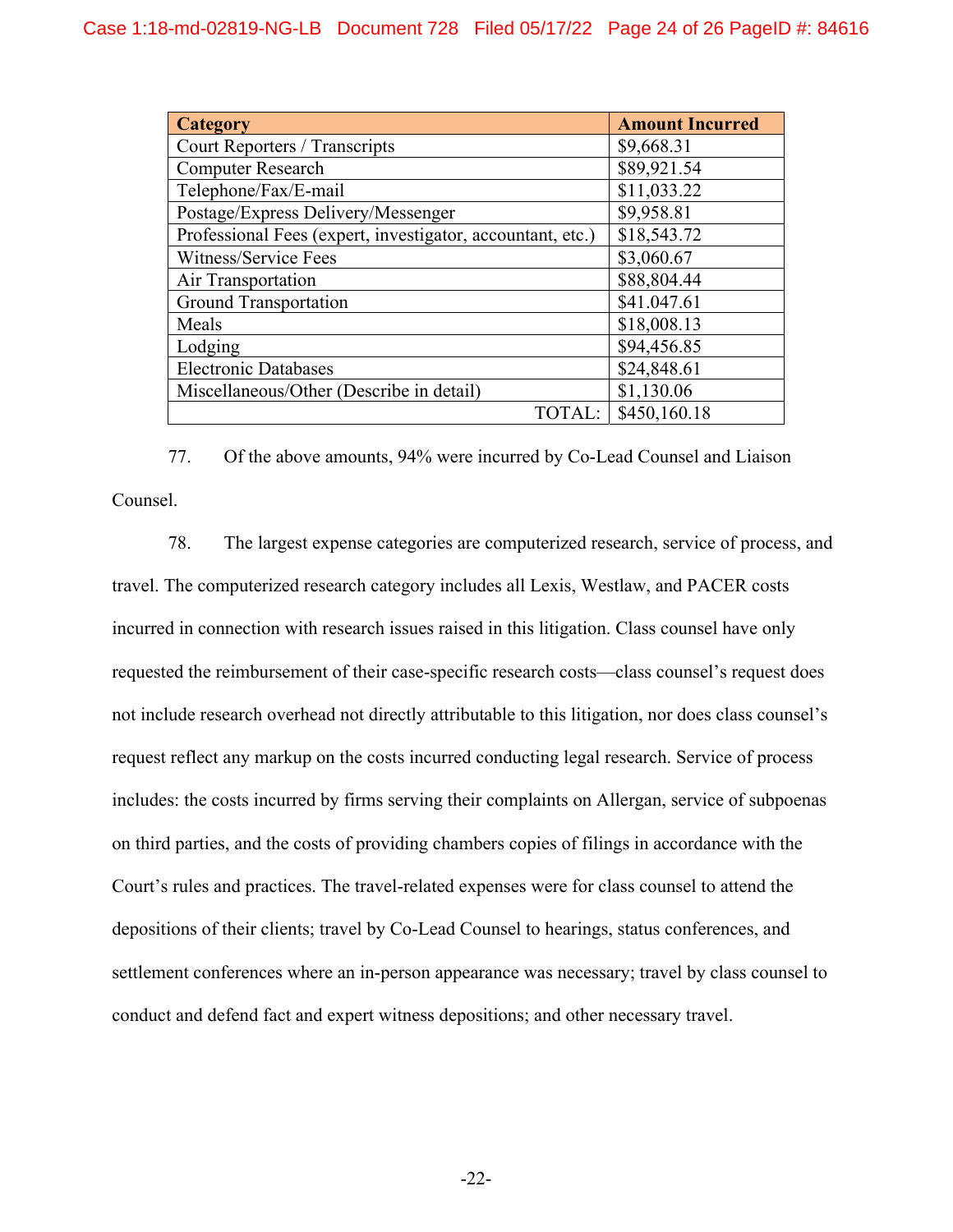| Category | Amount Incurred |
|---|---|
| Court Reporters / Transcripts | $9,668.31 |
| Computer Research | $89,921.54 |
| Telephone/Fax/E-mail | $11,033.22 |
| Postage/Express Delivery/Messenger | $9,958.81 |
| Professional Fees (expert, investigator, accountant, etc.) | $18,543.72 |
| Witness/Service Fees | $3,060.67 |
| Air Transportation | $88,804.44 |
| Ground Transportation | $41.047.61 |
| Meals | $18,008.13 |
| Lodging | $94,456.85 |
| Electronic Databases | $24,848.61 |
| Miscellaneous/Other (Describe in detail) | $1,130.06 |
| TOTAL: | $450,160.18 |

77. Of the above amounts, 94% were incurred by Co-Lead Counsel and Liaison Counsel.

78. The largest expense categories are computerized research, service of process, and travel. The computerized research category includes all Lexis, Westlaw, and PACER costs incurred in connection with research issues raised in this litigation. Class counsel have only requested the reimbursement of their case-specific research costs—class counsel's request does not include research overhead not directly attributable to this litigation, nor does class counsel's request reflect any markup on the costs incurred conducting legal research. Service of process includes: the costs incurred by firms serving their complaints on Allergan, service of subpoenas on third parties, and the costs of providing chambers copies of filings in accordance with the Court's rules and practices. The travel-related expenses were for class counsel to attend the depositions of their clients; travel by Co-Lead Counsel to hearings, status conferences, and settlement conferences where an in-person appearance was necessary; travel by class counsel to conduct and defend fact and expert witness depositions; and other necessary travel.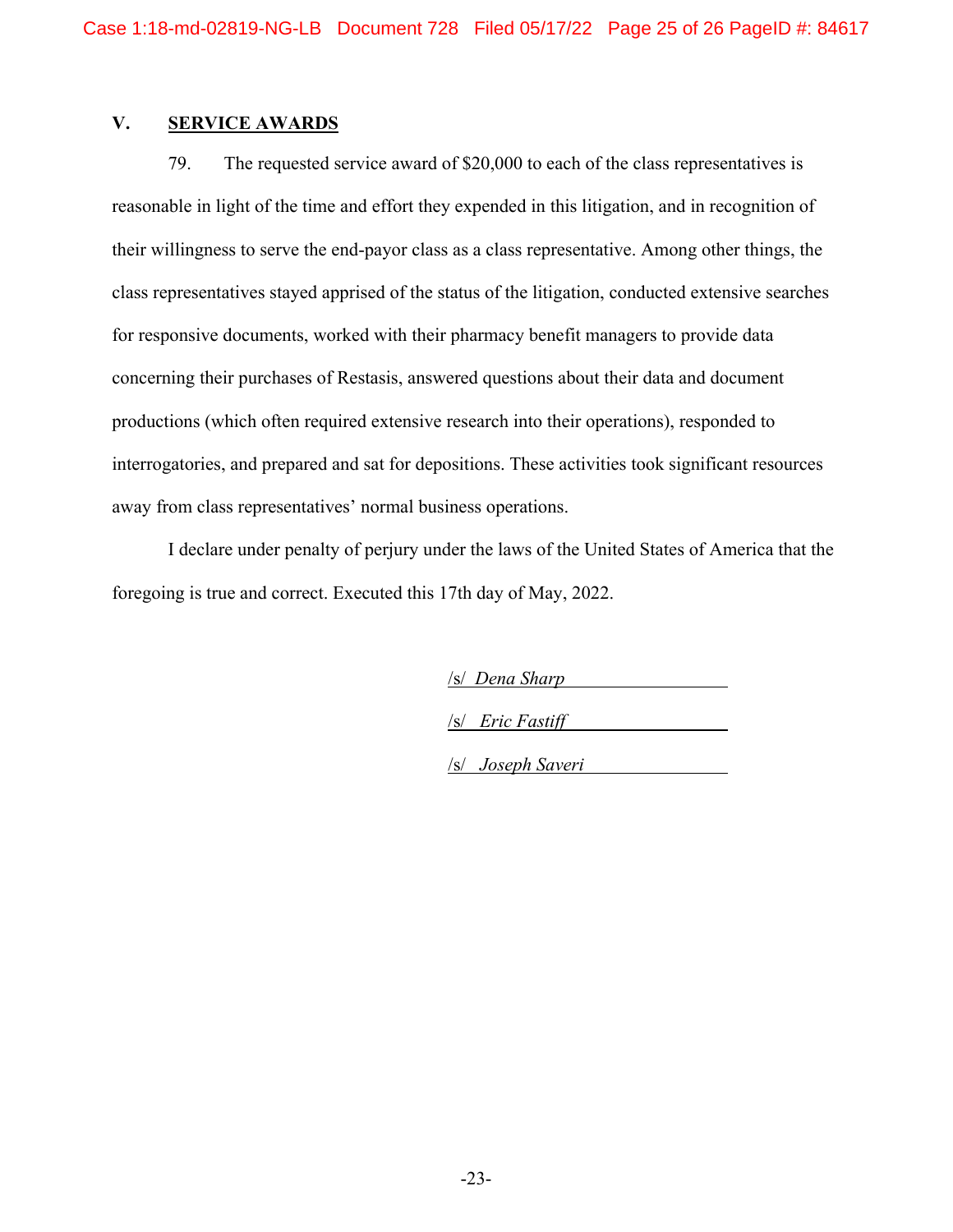## V. SERVICE AWARDS

79. The requested service award of $20,000 to each of the class representatives is reasonable in light of the time and effort they expended in this litigation, and in recognition of their willingness to serve the end-payor class as a class representative. Among other things, the class representatives stayed apprised of the status of the litigation, conducted extensive searches for responsive documents, worked with their pharmacy benefit managers to provide data concerning their purchases of Restasis, answered questions about their data and document productions (which often required extensive research into their operations), responded to interrogatories, and prepared and sat for depositions. These activities took significant resources away from class representatives' normal business operations.

I declare under penalty of perjury under the laws of the United States of America that the foregoing is true and correct. Executed this 17th day of May, 2022.

/s/ *Dena Sharp*

/s/ *Eric Fastiff*

/s/ *Joseph Saveri*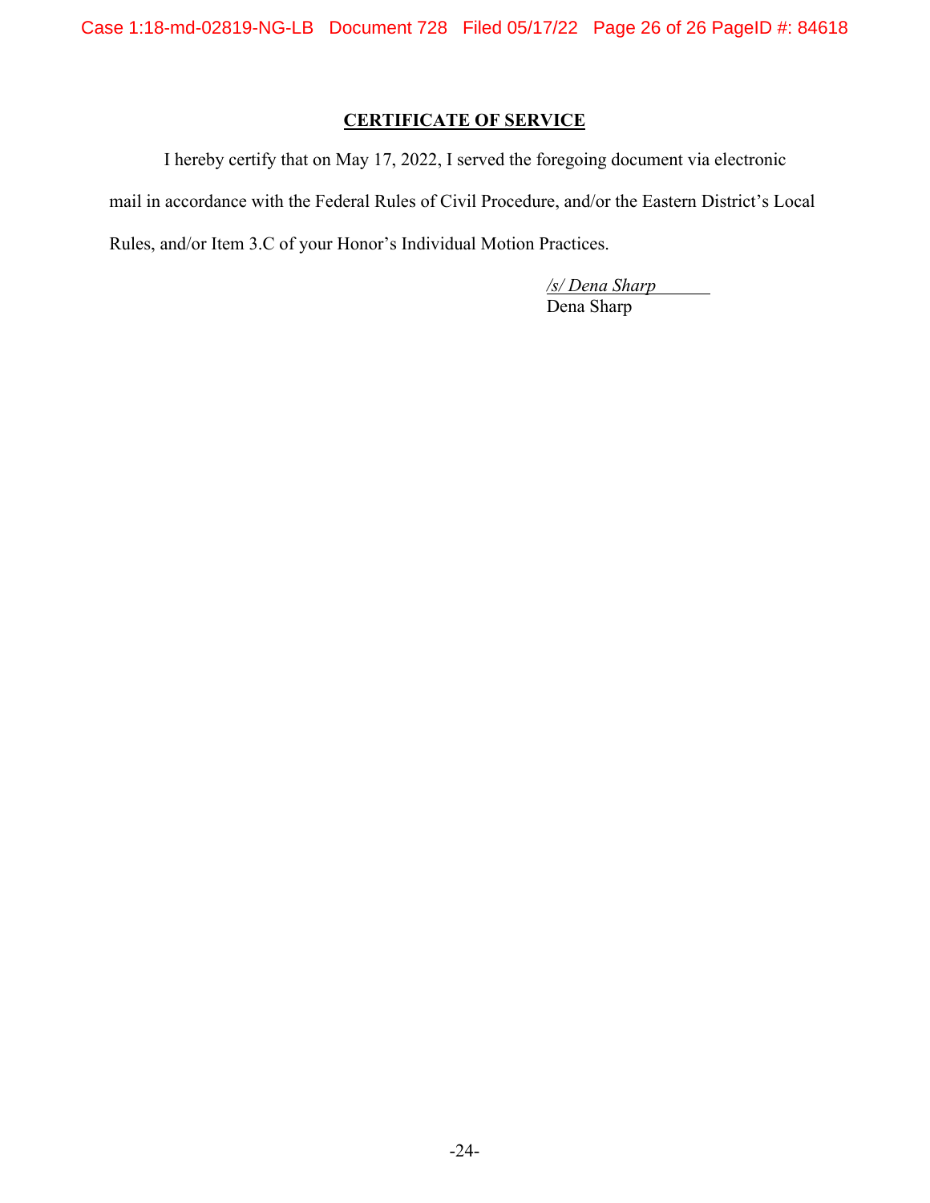## CERTIFICATE OF SERVICE

I hereby certify that on May 17, 2022, I served the foregoing document via electronic mail in accordance with the Federal Rules of Civil Procedure, and/or the Eastern District's Local Rules, and/or Item 3.C of your Honor's Individual Motion Practices.

*/s/ Dena Sharp*
Dena Sharp